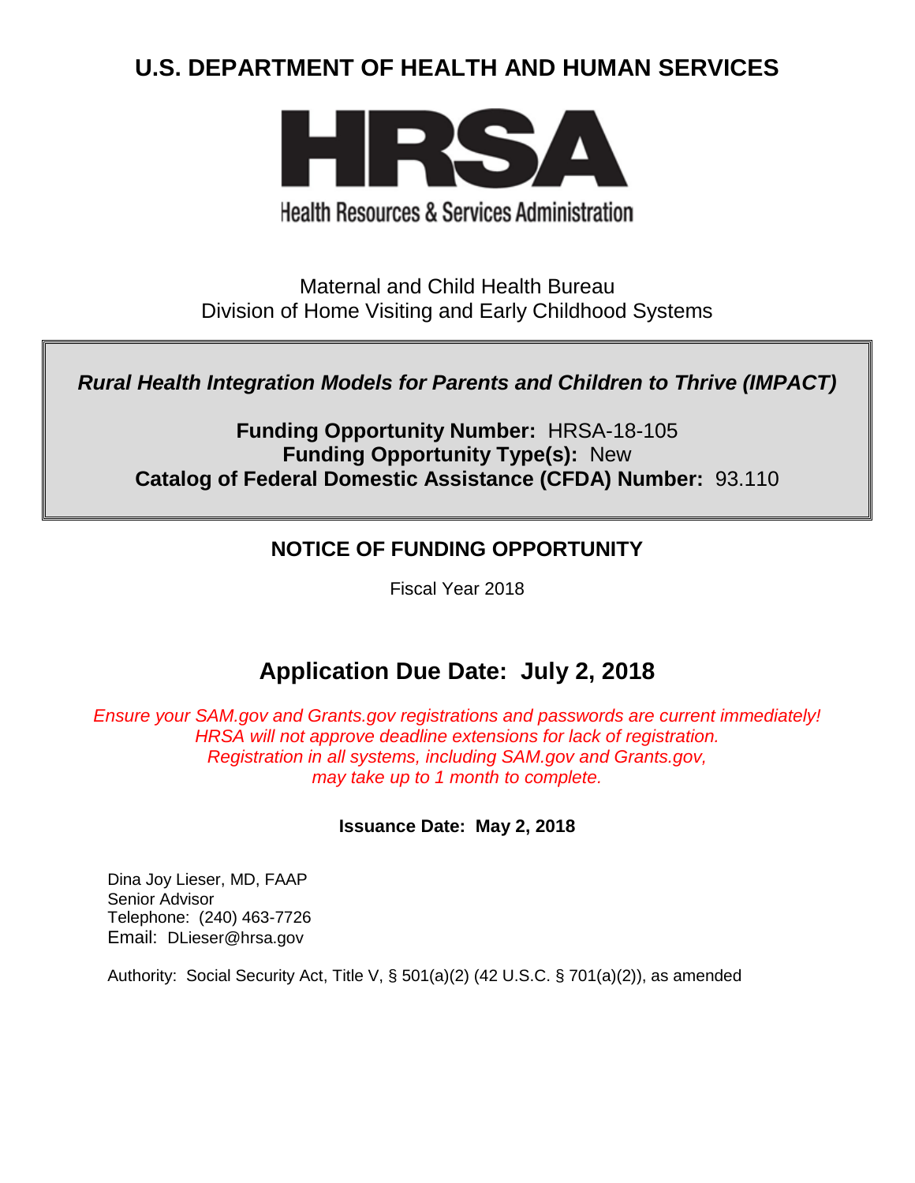# U.S. DEPARTMENT OF HEALTH AND HUMAN SERVICES

**HRSA**

Health Resources & Services Administration

Maternal and Child Health Bureau
Division of Home Visiting and Early Childhood Systems

***Rural Health Integration Models for Parents and Children to Thrive (IMPACT)***

**Funding Opportunity Number:** HRSA-18-105
**Funding Opportunity Type(s):** New
**Catalog of Federal Domestic Assistance (CFDA) Number:** 93.110

## NOTICE OF FUNDING OPPORTUNITY

Fiscal Year 2018

## Application Due Date: July 2, 2018

*Ensure your SAM.gov and Grants.gov registrations and passwords are current immediately! HRSA will not approve deadline extensions for lack of registration. Registration in all systems, including SAM.gov and Grants.gov, may take up to 1 month to complete.*

**Issuance Date: May 2, 2018**

Dina Joy Lieser, MD, FAAP
Senior Advisor
Telephone: (240) 463-7726
Email: DLieser@hrsa.gov

Authority: Social Security Act, Title V, § 501(a)(2) (42 U.S.C. § 701(a)(2)), as amended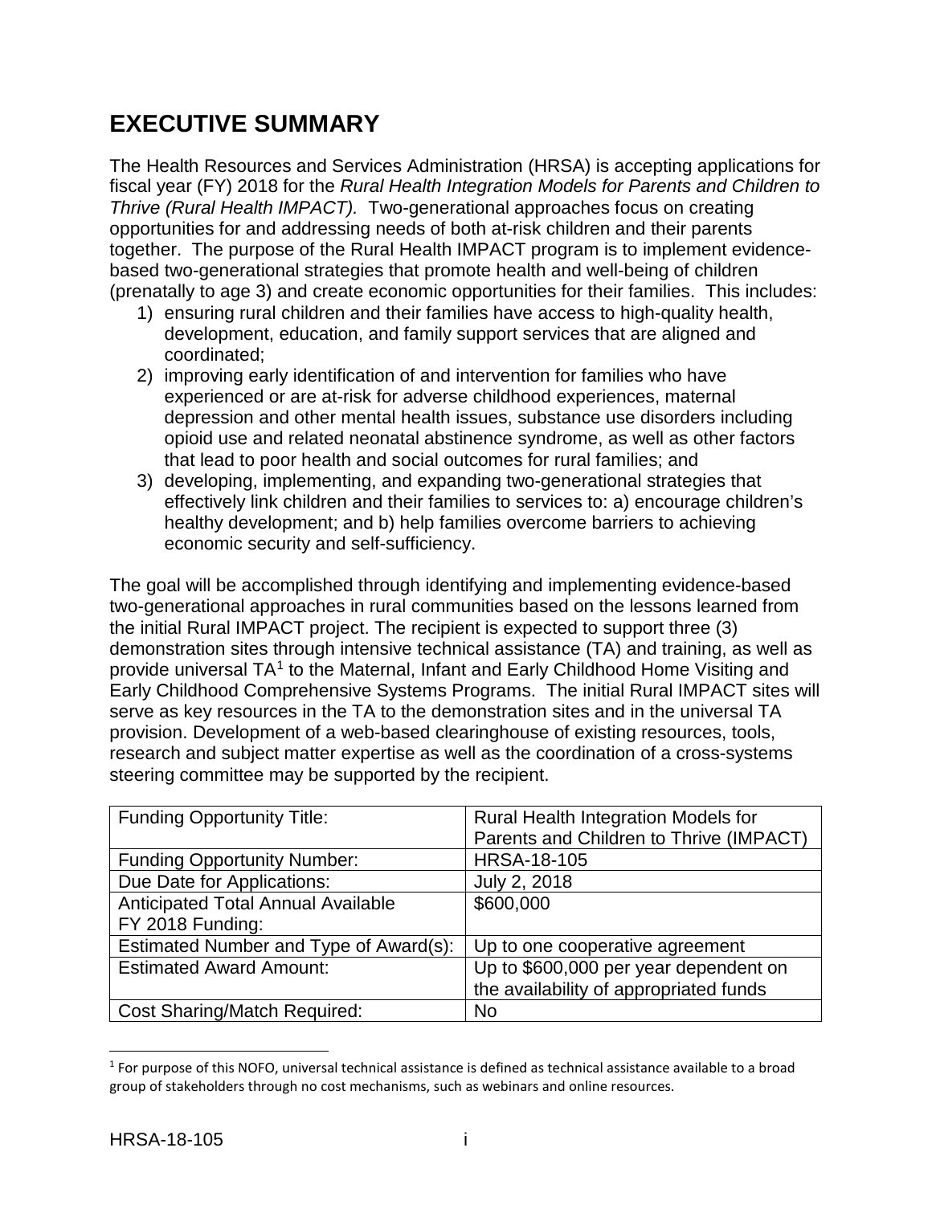# EXECUTIVE SUMMARY

The Health Resources and Services Administration (HRSA) is accepting applications for fiscal year (FY) 2018 for the *Rural Health Integration Models for Parents and Children to Thrive (Rural Health IMPACT).* Two-generational approaches focus on creating opportunities for and addressing needs of both at-risk children and their parents together. The purpose of the Rural Health IMPACT program is to implement evidence-based two-generational strategies that promote health and well-being of children (prenatally to age 3) and create economic opportunities for their families. This includes:

1) ensuring rural children and their families have access to high-quality health, development, education, and family support services that are aligned and coordinated;
2) improving early identification of and intervention for families who have experienced or are at-risk for adverse childhood experiences, maternal depression and other mental health issues, substance use disorders including opioid use and related neonatal abstinence syndrome, as well as other factors that lead to poor health and social outcomes for rural families; and
3) developing, implementing, and expanding two-generational strategies that effectively link children and their families to services to: a) encourage children's healthy development; and b) help families overcome barriers to achieving economic security and self-sufficiency.

The goal will be accomplished through identifying and implementing evidence-based two-generational approaches in rural communities based on the lessons learned from the initial Rural IMPACT project. The recipient is expected to support three (3) demonstration sites through intensive technical assistance (TA) and training, as well as provide universal TA[1] to the Maternal, Infant and Early Childhood Home Visiting and Early Childhood Comprehensive Systems Programs. The initial Rural IMPACT sites will serve as key resources in the TA to the demonstration sites and in the universal TA provision. Development of a web-based clearinghouse of existing resources, tools, research and subject matter expertise as well as the coordination of a cross-systems steering committee may be supported by the recipient.

| | |
|---|---|
| Funding Opportunity Title: | Rural Health Integration Models for Parents and Children to Thrive (IMPACT) |
| Funding Opportunity Number: | HRSA-18-105 |
| Due Date for Applications: | July 2, 2018 |
| Anticipated Total Annual Available FY 2018 Funding: | $600,000 |
| Estimated Number and Type of Award(s): | Up to one cooperative agreement |
| Estimated Award Amount: | Up to $600,000 per year dependent on the availability of appropriated funds |
| Cost Sharing/Match Required: | No |

[1] For purpose of this NOFO, universal technical assistance is defined as technical assistance available to a broad group of stakeholders through no cost mechanisms, such as webinars and online resources.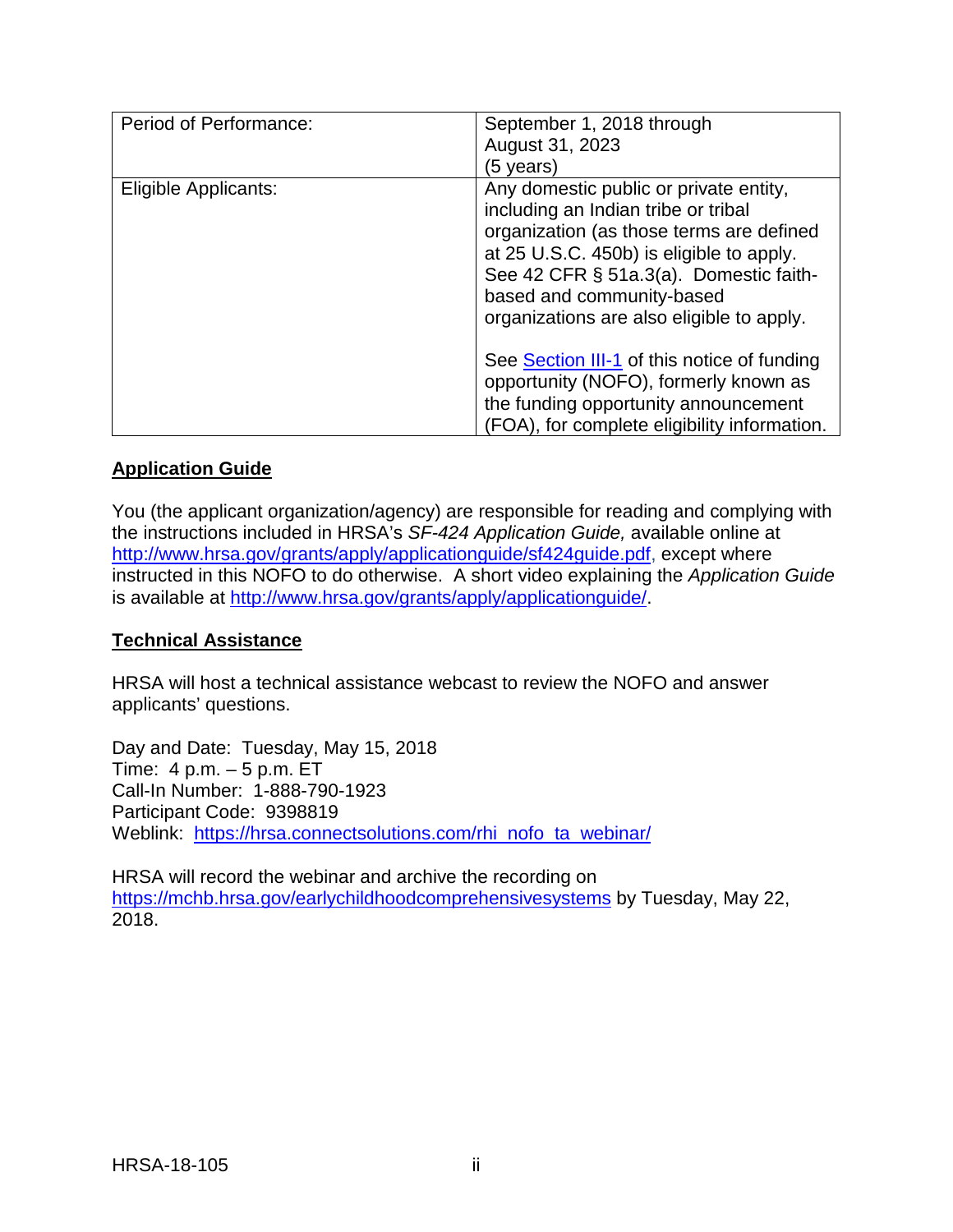| | |
|---|---|
| Period of Performance: | September 1, 2018 through August 31, 2023 (5 years) |
| Eligible Applicants: | Any domestic public or private entity, including an Indian tribe or tribal organization (as those terms are defined at 25 U.S.C. 450b) is eligible to apply. See 42 CFR § 51a.3(a). Domestic faith-based and community-based organizations are also eligible to apply.<br><br>See Section III-1 of this notice of funding opportunity (NOFO), formerly known as the funding opportunity announcement (FOA), for complete eligibility information. |

**Application Guide**

You (the applicant organization/agency) are responsible for reading and complying with the instructions included in HRSA's *SF-424 Application Guide,* available online at http://www.hrsa.gov/grants/apply/applicationguide/sf424guide.pdf, except where instructed in this NOFO to do otherwise. A short video explaining the *Application Guide* is available at http://www.hrsa.gov/grants/apply/applicationguide/.

**Technical Assistance**

HRSA will host a technical assistance webcast to review the NOFO and answer applicants' questions.

Day and Date: Tuesday, May 15, 2018
Time: 4 p.m. – 5 p.m. ET
Call-In Number: 1-888-790-1923
Participant Code: 9398819
Weblink: https://hrsa.connectsolutions.com/rhi_nofo_ta_webinar/

HRSA will record the webinar and archive the recording on https://mchb.hrsa.gov/earlychildhoodcomprehensivesystems by Tuesday, May 22, 2018.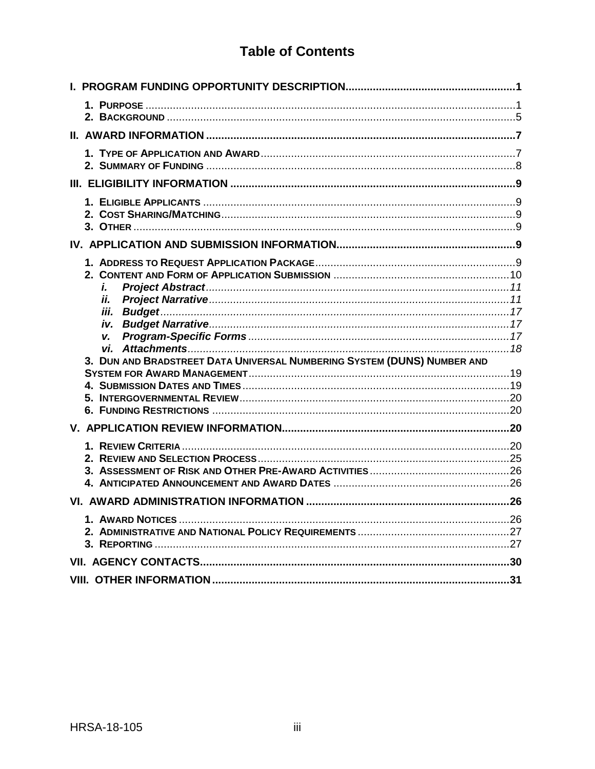# Table of Contents

**I. PROGRAM FUNDING OPPORTUNITY DESCRIPTION....................................................1**

1. **PURPOSE** ....................................................................................................................1
2. **BACKGROUND** ..............................................................................................................5

**II. AWARD INFORMATION ...........................................................................................7**

1. **TYPE OF APPLICATION AND AWARD**..................................................................................7
2. **SUMMARY OF FUNDING** ....................................................................................................8

**III. ELIGIBILITY INFORMATION ....................................................................................9**

1. **ELIGIBLE APPLICANTS** ......................................................................................................9
2. **COST SHARING/MATCHING**...............................................................................................9
3. **OTHER** .............................................................................................................................9

**IV. APPLICATION AND SUBMISSION INFORMATION.....................................................9**

1. **ADDRESS TO REQUEST APPLICATION PACKAGE**.................................................................9
2. **CONTENT AND FORM OF APPLICATION SUBMISSION** ..........................................................10
   - *i.* ***Project Abstract***...................................................................................................*11*
   - *ii.* ***Project Narrative***.................................................................................................*11*
   - *iii.* ***Budget***..................................................................................................................*17*
   - *iv.* ***Budget Narrative***.................................................................................................*17*
   - *v.* ***Program-Specific Forms***......................................................................................*17*
   - *vi.* ***Attachments***.........................................................................................................*18*
3. **DUN AND BRADSTREET DATA UNIVERSAL NUMBERING SYSTEM (DUNS) NUMBER AND SYSTEM FOR AWARD MANAGEMENT**.....................................................................................19
4. **SUBMISSION DATES AND TIMES**.......................................................................................19
5. **INTERGOVERNMENTAL REVIEW**........................................................................................20
6. **FUNDING RESTRICTIONS** .................................................................................................20

**V. APPLICATION REVIEW INFORMATION....................................................................20**

1. **REVIEW CRITERIA**...........................................................................................................20
2. **REVIEW AND SELECTION PROCESS**..................................................................................25
3. **ASSESSMENT OF RISK AND OTHER PRE-AWARD ACTIVITIES**.............................................26
4. **ANTICIPATED ANNOUNCEMENT AND AWARD DATES** ..........................................................26

**VI. AWARD ADMINISTRATION INFORMATION ............................................................26**

1. **AWARD NOTICES** ............................................................................................................26
2. **ADMINISTRATIVE AND NATIONAL POLICY REQUIREMENTS** .................................................27
3. **REPORTING** ....................................................................................................................27

**VII. AGENCY CONTACTS..............................................................................................30**

**VIII. OTHER INFORMATION...........................................................................................31**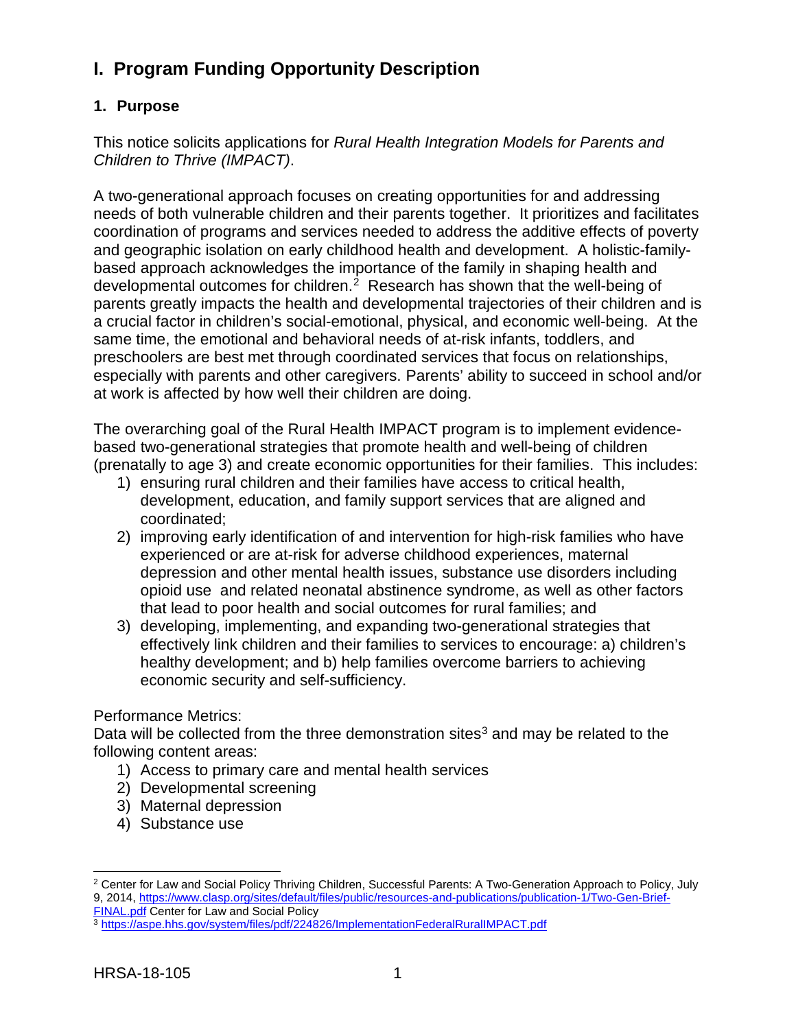# I. Program Funding Opportunity Description

## 1. Purpose

This notice solicits applications for *Rural Health Integration Models for Parents and Children to Thrive (IMPACT)*.

A two-generational approach focuses on creating opportunities for and addressing needs of both vulnerable children and their parents together. It prioritizes and facilitates coordination of programs and services needed to address the additive effects of poverty and geographic isolation on early childhood health and development. A holistic-family-based approach acknowledges the importance of the family in shaping health and developmental outcomes for children.[2] Research has shown that the well-being of parents greatly impacts the health and developmental trajectories of their children and is a crucial factor in children's social-emotional, physical, and economic well-being. At the same time, the emotional and behavioral needs of at-risk infants, toddlers, and preschoolers are best met through coordinated services that focus on relationships, especially with parents and other caregivers. Parents' ability to succeed in school and/or at work is affected by how well their children are doing.

The overarching goal of the Rural Health IMPACT program is to implement evidence-based two-generational strategies that promote health and well-being of children (prenatally to age 3) and create economic opportunities for their families. This includes:

1) ensuring rural children and their families have access to critical health, development, education, and family support services that are aligned and coordinated;
2) improving early identification of and intervention for high-risk families who have experienced or are at-risk for adverse childhood experiences, maternal depression and other mental health issues, substance use disorders including opioid use and related neonatal abstinence syndrome, as well as other factors that lead to poor health and social outcomes for rural families; and
3) developing, implementing, and expanding two-generational strategies that effectively link children and their families to services to encourage: a) children's healthy development; and b) help families overcome barriers to achieving economic security and self-sufficiency.

Performance Metrics:
Data will be collected from the three demonstration sites[3] and may be related to the following content areas:

1) Access to primary care and mental health services
2) Developmental screening
3) Maternal depression
4) Substance use

---

[2] Center for Law and Social Policy Thriving Children, Successful Parents: A Two-Generation Approach to Policy, July 9, 2014, https://www.clasp.org/sites/default/files/public/resources-and-publications/publication-1/Two-Gen-Brief-FINAL.pdf Center for Law and Social Policy

[3] https://aspe.hhs.gov/system/files/pdf/224826/ImplementationFederalRuralIMPACT.pdf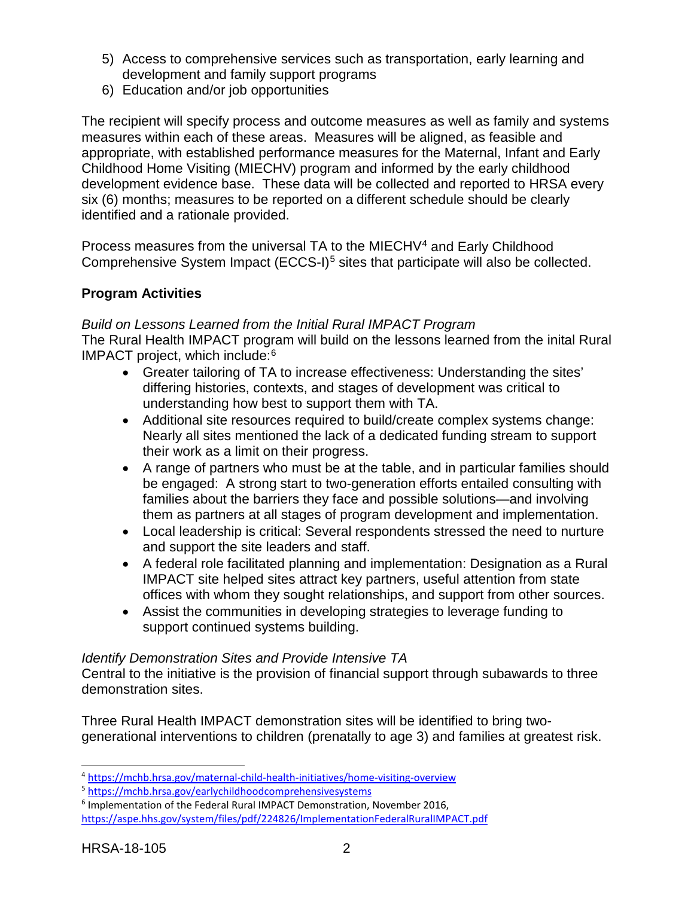5) Access to comprehensive services such as transportation, early learning and development and family support programs
6) Education and/or job opportunities

The recipient will specify process and outcome measures as well as family and systems measures within each of these areas. Measures will be aligned, as feasible and appropriate, with established performance measures for the Maternal, Infant and Early Childhood Home Visiting (MIECHV) program and informed by the early childhood development evidence base. These data will be collected and reported to HRSA every six (6) months; measures to be reported on a different schedule should be clearly identified and a rationale provided.

Process measures from the universal TA to the MIECHV[4] and Early Childhood Comprehensive System Impact (ECCS-I)[5] sites that participate will also be collected.

**Program Activities**

*Build on Lessons Learned from the Initial Rural IMPACT Program*

The Rural Health IMPACT program will build on the lessons learned from the inital Rural IMPACT project, which include:[6]

- Greater tailoring of TA to increase effectiveness: Understanding the sites' differing histories, contexts, and stages of development was critical to understanding how best to support them with TA.
- Additional site resources required to build/create complex systems change: Nearly all sites mentioned the lack of a dedicated funding stream to support their work as a limit on their progress.
- A range of partners who must be at the table, and in particular families should be engaged: A strong start to two-generation efforts entailed consulting with families about the barriers they face and possible solutions—and involving them as partners at all stages of program development and implementation.
- Local leadership is critical: Several respondents stressed the need to nurture and support the site leaders and staff.
- A federal role facilitated planning and implementation: Designation as a Rural IMPACT site helped sites attract key partners, useful attention from state offices with whom they sought relationships, and support from other sources.
- Assist the communities in developing strategies to leverage funding to support continued systems building.

*Identify Demonstration Sites and Provide Intensive TA*

Central to the initiative is the provision of financial support through subawards to three demonstration sites.

Three Rural Health IMPACT demonstration sites will be identified to bring two-generational interventions to children (prenatally to age 3) and families at greatest risk.

---

[4] https://mchb.hrsa.gov/maternal-child-health-initiatives/home-visiting-overview

[5] https://mchb.hrsa.gov/earlychildhoodcomprehensivesystems

[6] Implementation of the Federal Rural IMPACT Demonstration, November 2016, https://aspe.hhs.gov/system/files/pdf/224826/ImplementationFederalRuralIMPACT.pdf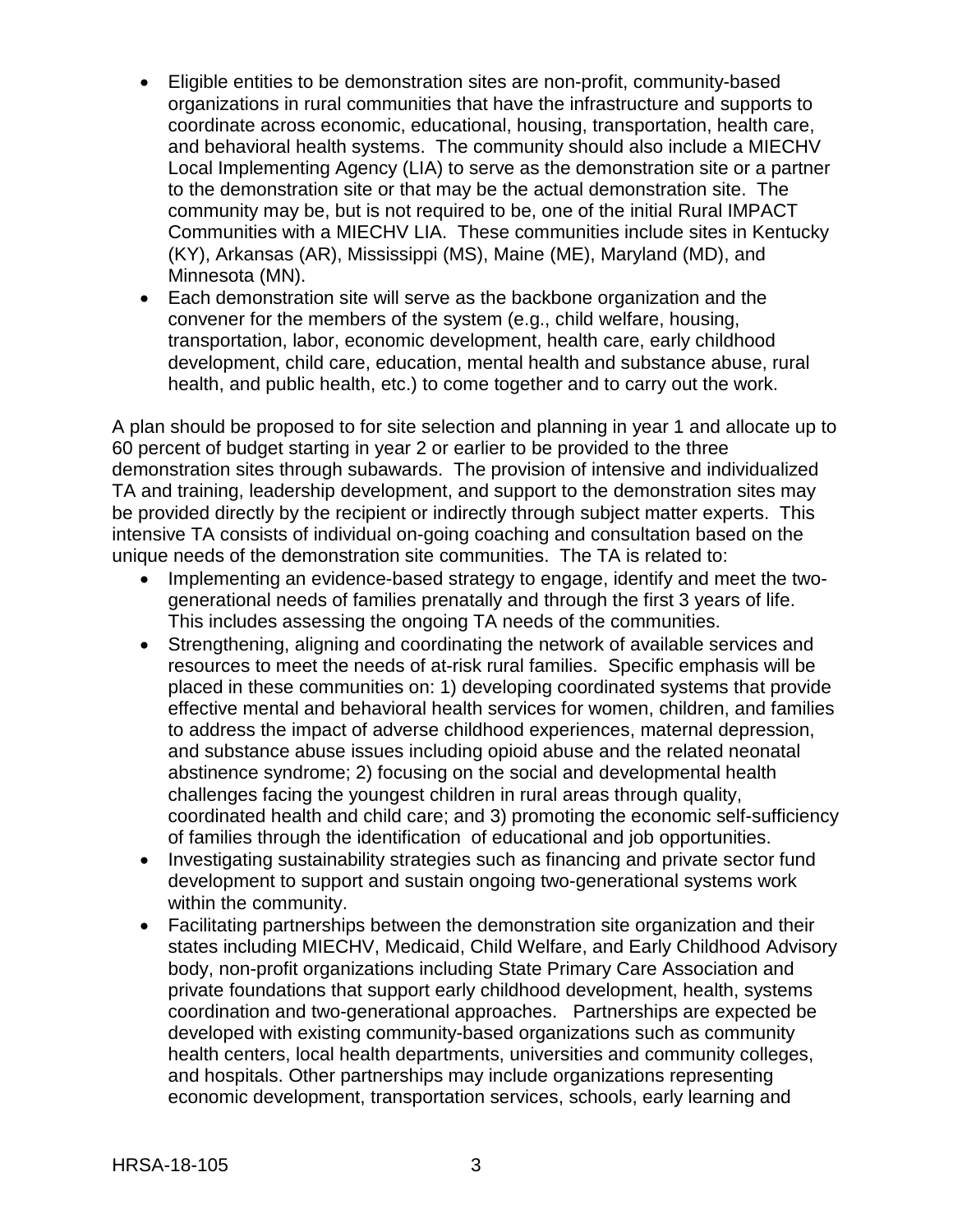- Eligible entities to be demonstration sites are non-profit, community-based organizations in rural communities that have the infrastructure and supports to coordinate across economic, educational, housing, transportation, health care, and behavioral health systems. The community should also include a MIECHV Local Implementing Agency (LIA) to serve as the demonstration site or a partner to the demonstration site or that may be the actual demonstration site. The community may be, but is not required to be, one of the initial Rural IMPACT Communities with a MIECHV LIA. These communities include sites in Kentucky (KY), Arkansas (AR), Mississippi (MS), Maine (ME), Maryland (MD), and Minnesota (MN).
- Each demonstration site will serve as the backbone organization and the convener for the members of the system (e.g., child welfare, housing, transportation, labor, economic development, health care, early childhood development, child care, education, mental health and substance abuse, rural health, and public health, etc.) to come together and to carry out the work.

A plan should be proposed to for site selection and planning in year 1 and allocate up to 60 percent of budget starting in year 2 or earlier to be provided to the three demonstration sites through subawards. The provision of intensive and individualized TA and training, leadership development, and support to the demonstration sites may be provided directly by the recipient or indirectly through subject matter experts. This intensive TA consists of individual on-going coaching and consultation based on the unique needs of the demonstration site communities. The TA is related to:

- Implementing an evidence-based strategy to engage, identify and meet the two-generational needs of families prenatally and through the first 3 years of life. This includes assessing the ongoing TA needs of the communities.
- Strengthening, aligning and coordinating the network of available services and resources to meet the needs of at-risk rural families. Specific emphasis will be placed in these communities on: 1) developing coordinated systems that provide effective mental and behavioral health services for women, children, and families to address the impact of adverse childhood experiences, maternal depression, and substance abuse issues including opioid abuse and the related neonatal abstinence syndrome; 2) focusing on the social and developmental health challenges facing the youngest children in rural areas through quality, coordinated health and child care; and 3) promoting the economic self-sufficiency of families through the identification of educational and job opportunities.
- Investigating sustainability strategies such as financing and private sector fund development to support and sustain ongoing two-generational systems work within the community.
- Facilitating partnerships between the demonstration site organization and their states including MIECHV, Medicaid, Child Welfare, and Early Childhood Advisory body, non-profit organizations including State Primary Care Association and private foundations that support early childhood development, health, systems coordination and two-generational approaches. Partnerships are expected be developed with existing community-based organizations such as community health centers, local health departments, universities and community colleges, and hospitals. Other partnerships may include organizations representing economic development, transportation services, schools, early learning and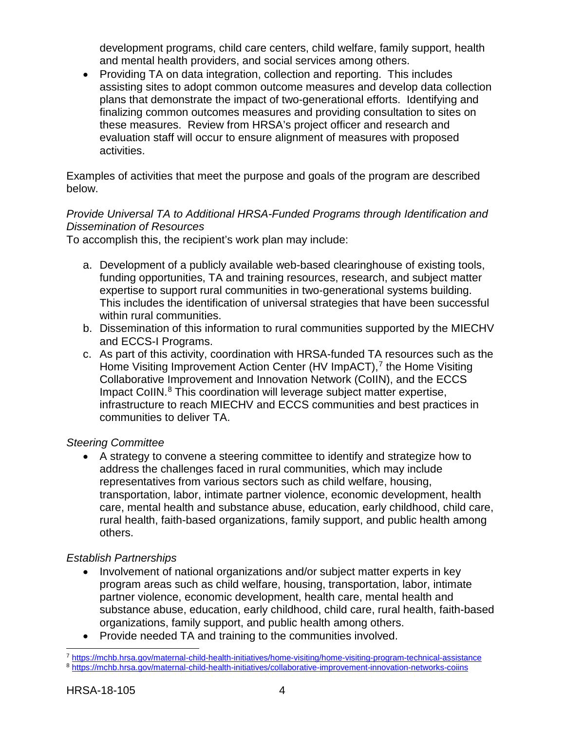development programs, child care centers, child welfare, family support, health and mental health providers, and social services among others.

- Providing TA on data integration, collection and reporting. This includes assisting sites to adopt common outcome measures and develop data collection plans that demonstrate the impact of two-generational efforts. Identifying and finalizing common outcomes measures and providing consultation to sites on these measures. Review from HRSA's project officer and research and evaluation staff will occur to ensure alignment of measures with proposed activities.

Examples of activities that meet the purpose and goals of the program are described below.

*Provide Universal TA to Additional HRSA-Funded Programs through Identification and Dissemination of Resources*

To accomplish this, the recipient's work plan may include:

a. Development of a publicly available web-based clearinghouse of existing tools, funding opportunities, TA and training resources, research, and subject matter expertise to support rural communities in two-generational systems building. This includes the identification of universal strategies that have been successful within rural communities.
b. Dissemination of this information to rural communities supported by the MIECHV and ECCS-I Programs.
c. As part of this activity, coordination with HRSA-funded TA resources such as the Home Visiting Improvement Action Center (HV ImpACT),[7] the Home Visiting Collaborative Improvement and Innovation Network (CoIIN), and the ECCS Impact CoIIN.[8] This coordination will leverage subject matter expertise, infrastructure to reach MIECHV and ECCS communities and best practices in communities to deliver TA.

*Steering Committee*

- A strategy to convene a steering committee to identify and strategize how to address the challenges faced in rural communities, which may include representatives from various sectors such as child welfare, housing, transportation, labor, intimate partner violence, economic development, health care, mental health and substance abuse, education, early childhood, child care, rural health, faith-based organizations, family support, and public health among others.

*Establish Partnerships*

- Involvement of national organizations and/or subject matter experts in key program areas such as child welfare, housing, transportation, labor, intimate partner violence, economic development, health care, mental health and substance abuse, education, early childhood, child care, rural health, faith-based organizations, family support, and public health among others.
- Provide needed TA and training to the communities involved.

[7] https://mchb.hrsa.gov/maternal-child-health-initiatives/home-visiting/home-visiting-program-technical-assistance

[8] https://mchb.hrsa.gov/maternal-child-health-initiatives/collaborative-improvement-innovation-networks-coiins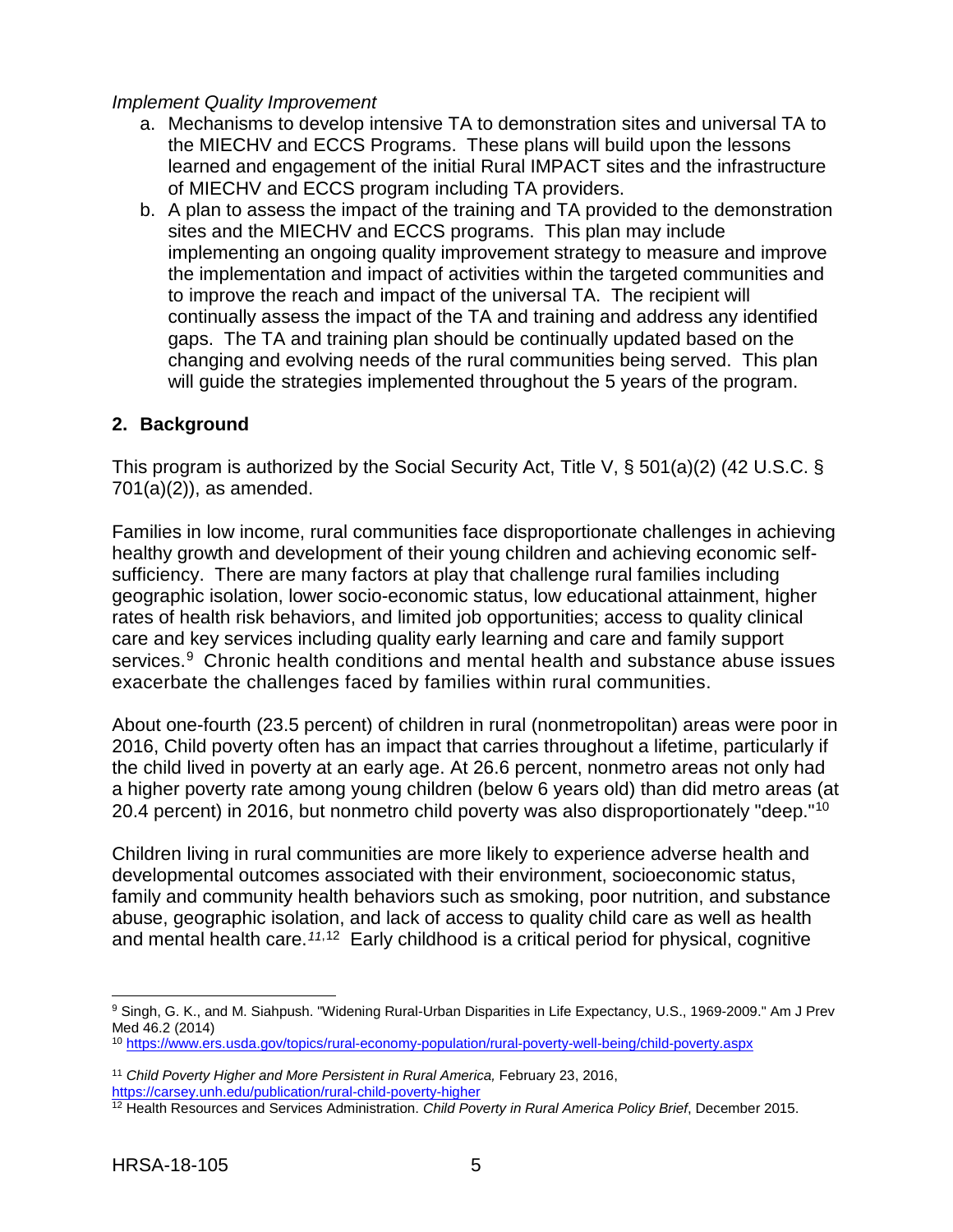*Implement Quality Improvement*

a. Mechanisms to develop intensive TA to demonstration sites and universal TA to the MIECHV and ECCS Programs. These plans will build upon the lessons learned and engagement of the initial Rural IMPACT sites and the infrastructure of MIECHV and ECCS program including TA providers.
b. A plan to assess the impact of the training and TA provided to the demonstration sites and the MIECHV and ECCS programs. This plan may include implementing an ongoing quality improvement strategy to measure and improve the implementation and impact of activities within the targeted communities and to improve the reach and impact of the universal TA. The recipient will continually assess the impact of the TA and training and address any identified gaps. The TA and training plan should be continually updated based on the changing and evolving needs of the rural communities being served. This plan will guide the strategies implemented throughout the 5 years of the program.

## 2. Background

This program is authorized by the Social Security Act, Title V, § 501(a)(2) (42 U.S.C. § 701(a)(2)), as amended.

Families in low income, rural communities face disproportionate challenges in achieving healthy growth and development of their young children and achieving economic self-sufficiency. There are many factors at play that challenge rural families including geographic isolation, lower socio-economic status, low educational attainment, higher rates of health risk behaviors, and limited job opportunities; access to quality clinical care and key services including quality early learning and care and family support services.[9] Chronic health conditions and mental health and substance abuse issues exacerbate the challenges faced by families within rural communities.

About one-fourth (23.5 percent) of children in rural (nonmetropolitan) areas were poor in 2016, Child poverty often has an impact that carries throughout a lifetime, particularly if the child lived in poverty at an early age. At 26.6 percent, nonmetro areas not only had a higher poverty rate among young children (below 6 years old) than did metro areas (at 20.4 percent) in 2016, but nonmetro child poverty was also disproportionately "deep."[10]

Children living in rural communities are more likely to experience adverse health and developmental outcomes associated with their environment, socioeconomic status, family and community health behaviors such as smoking, poor nutrition, and substance abuse, geographic isolation, and lack of access to quality child care as well as health and mental health care.[11,12] Early childhood is a critical period for physical, cognitive

---

[9] Singh, G. K., and M. Siahpush. "Widening Rural-Urban Disparities in Life Expectancy, U.S., 1969-2009." Am J Prev Med 46.2 (2014)

[10] https://www.ers.usda.gov/topics/rural-economy-population/rural-poverty-well-being/child-poverty.aspx

[11] *Child Poverty Higher and More Persistent in Rural America,* February 23, 2016, https://carsey.unh.edu/publication/rural-child-poverty-higher

[12] Health Resources and Services Administration. *Child Poverty in Rural America Policy Brief*, December 2015.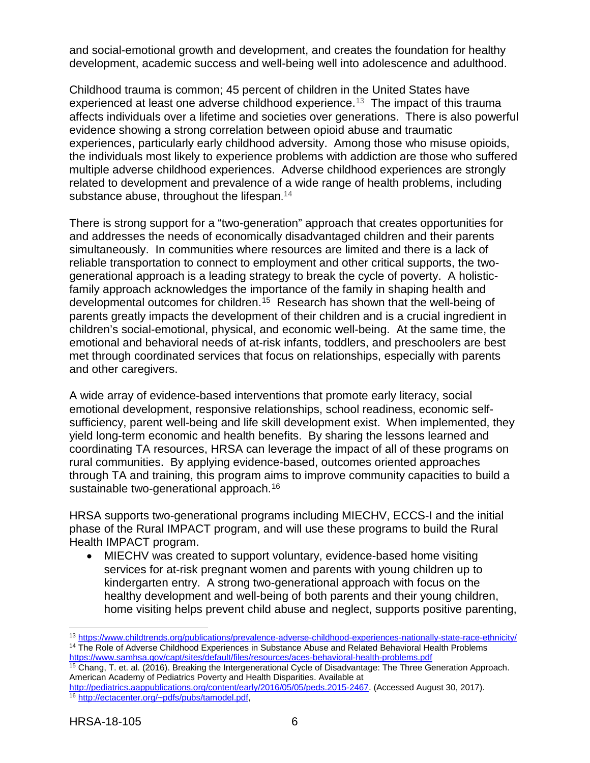and social-emotional growth and development, and creates the foundation for healthy development, academic success and well-being well into adolescence and adulthood.

Childhood trauma is common; 45 percent of children in the United States have experienced at least one adverse childhood experience.[13] The impact of this trauma affects individuals over a lifetime and societies over generations. There is also powerful evidence showing a strong correlation between opioid abuse and traumatic experiences, particularly early childhood adversity. Among those who misuse opioids, the individuals most likely to experience problems with addiction are those who suffered multiple adverse childhood experiences. Adverse childhood experiences are strongly related to development and prevalence of a wide range of health problems, including substance abuse, throughout the lifespan.[14]

There is strong support for a "two-generation" approach that creates opportunities for and addresses the needs of economically disadvantaged children and their parents simultaneously. In communities where resources are limited and there is a lack of reliable transportation to connect to employment and other critical supports, the two-generational approach is a leading strategy to break the cycle of poverty. A holistic-family approach acknowledges the importance of the family in shaping health and developmental outcomes for children.[15] Research has shown that the well-being of parents greatly impacts the development of their children and is a crucial ingredient in children's social-emotional, physical, and economic well-being. At the same time, the emotional and behavioral needs of at-risk infants, toddlers, and preschoolers are best met through coordinated services that focus on relationships, especially with parents and other caregivers.

A wide array of evidence-based interventions that promote early literacy, social emotional development, responsive relationships, school readiness, economic self-sufficiency, parent well-being and life skill development exist. When implemented, they yield long-term economic and health benefits. By sharing the lessons learned and coordinating TA resources, HRSA can leverage the impact of all of these programs on rural communities. By applying evidence-based, outcomes oriented approaches through TA and training, this program aims to improve community capacities to build a sustainable two-generational approach.[16]

HRSA supports two-generational programs including MIECHV, ECCS-I and the initial phase of the Rural IMPACT program, and will use these programs to build the Rural Health IMPACT program.

- MIECHV was created to support voluntary, evidence-based home visiting services for at-risk pregnant women and parents with young children up to kindergarten entry. A strong two-generational approach with focus on the healthy development and well-being of both parents and their young children, home visiting helps prevent child abuse and neglect, supports positive parenting,

---

[13] https://www.childtrends.org/publications/prevalence-adverse-childhood-experiences-nationally-state-race-ethnicity/

[14] The Role of Adverse Childhood Experiences in Substance Abuse and Related Behavioral Health Problems https://www.samhsa.gov/capt/sites/default/files/resources/aces-behavioral-health-problems.pdf

[15] Chang, T. et. al. (2016). Breaking the Intergenerational Cycle of Disadvantage: The Three Generation Approach. American Academy of Pediatrics Poverty and Health Disparities. Available at http://pediatrics.aappublications.org/content/early/2016/05/05/peds.2015-2467. (Accessed August 30, 2017).

[16] http://ectacenter.org/~pdfs/pubs/tamodel.pdf,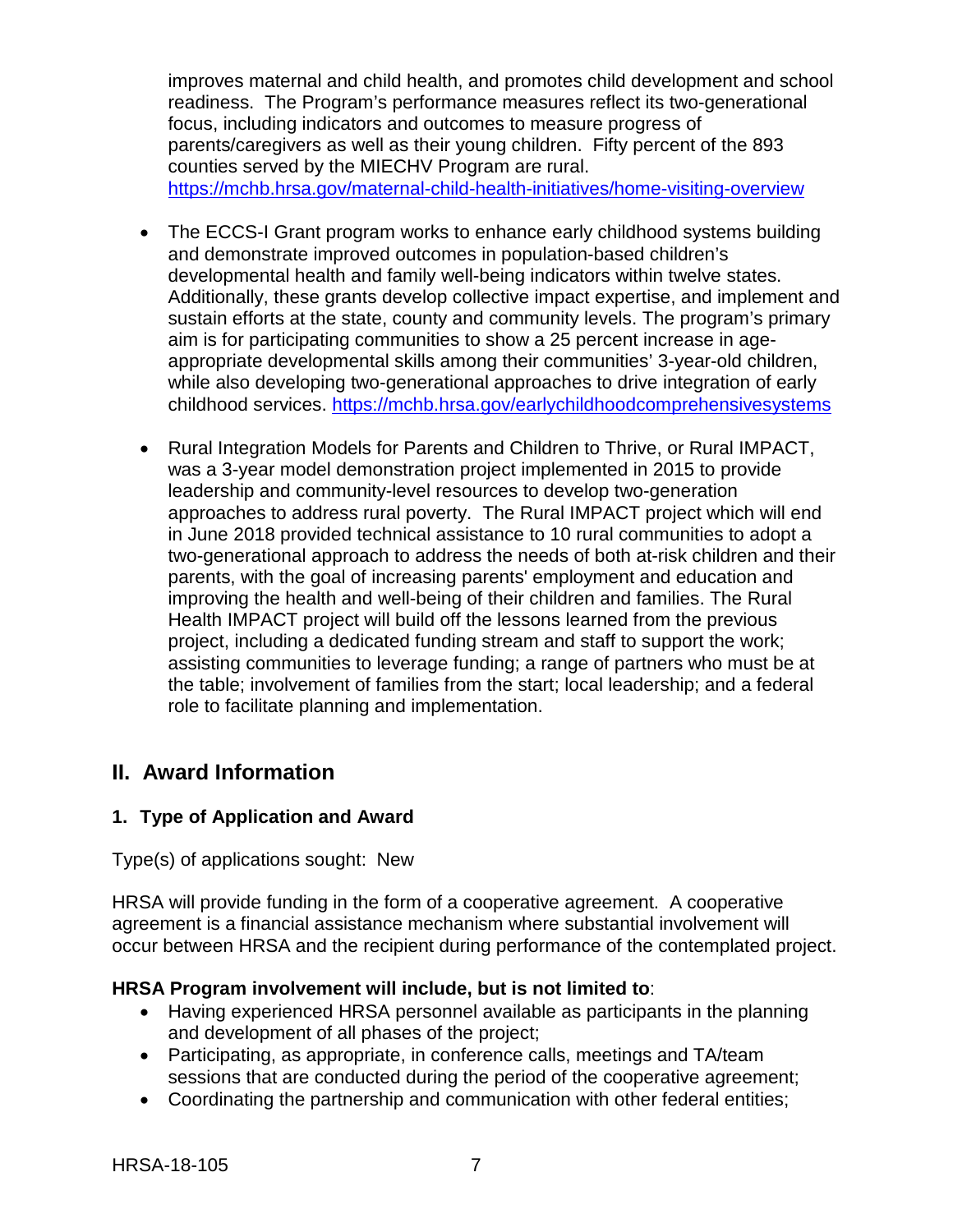improves maternal and child health, and promotes child development and school readiness. The Program's performance measures reflect its two-generational focus, including indicators and outcomes to measure progress of parents/caregivers as well as their young children. Fifty percent of the 893 counties served by the MIECHV Program are rural. https://mchb.hrsa.gov/maternal-child-health-initiatives/home-visiting-overview

- The ECCS-I Grant program works to enhance early childhood systems building and demonstrate improved outcomes in population-based children's developmental health and family well-being indicators within twelve states. Additionally, these grants develop collective impact expertise, and implement and sustain efforts at the state, county and community levels. The program's primary aim is for participating communities to show a 25 percent increase in age-appropriate developmental skills among their communities' 3-year-old children, while also developing two-generational approaches to drive integration of early childhood services. https://mchb.hrsa.gov/earlychildhoodcomprehensivesystems

- Rural Integration Models for Parents and Children to Thrive, or Rural IMPACT, was a 3-year model demonstration project implemented in 2015 to provide leadership and community-level resources to develop two-generation approaches to address rural poverty. The Rural IMPACT project which will end in June 2018 provided technical assistance to 10 rural communities to adopt a two-generational approach to address the needs of both at-risk children and their parents, with the goal of increasing parents' employment and education and improving the health and well-being of their children and families. The Rural Health IMPACT project will build off the lessons learned from the previous project, including a dedicated funding stream and staff to support the work; assisting communities to leverage funding; a range of partners who must be at the table; involvement of families from the start; local leadership; and a federal role to facilitate planning and implementation.

## II. Award Information

### 1. Type of Application and Award

Type(s) of applications sought: New

HRSA will provide funding in the form of a cooperative agreement. A cooperative agreement is a financial assistance mechanism where substantial involvement will occur between HRSA and the recipient during performance of the contemplated project.

**HRSA Program involvement will include, but is not limited to**:

- Having experienced HRSA personnel available as participants in the planning and development of all phases of the project;
- Participating, as appropriate, in conference calls, meetings and TA/team sessions that are conducted during the period of the cooperative agreement;
- Coordinating the partnership and communication with other federal entities;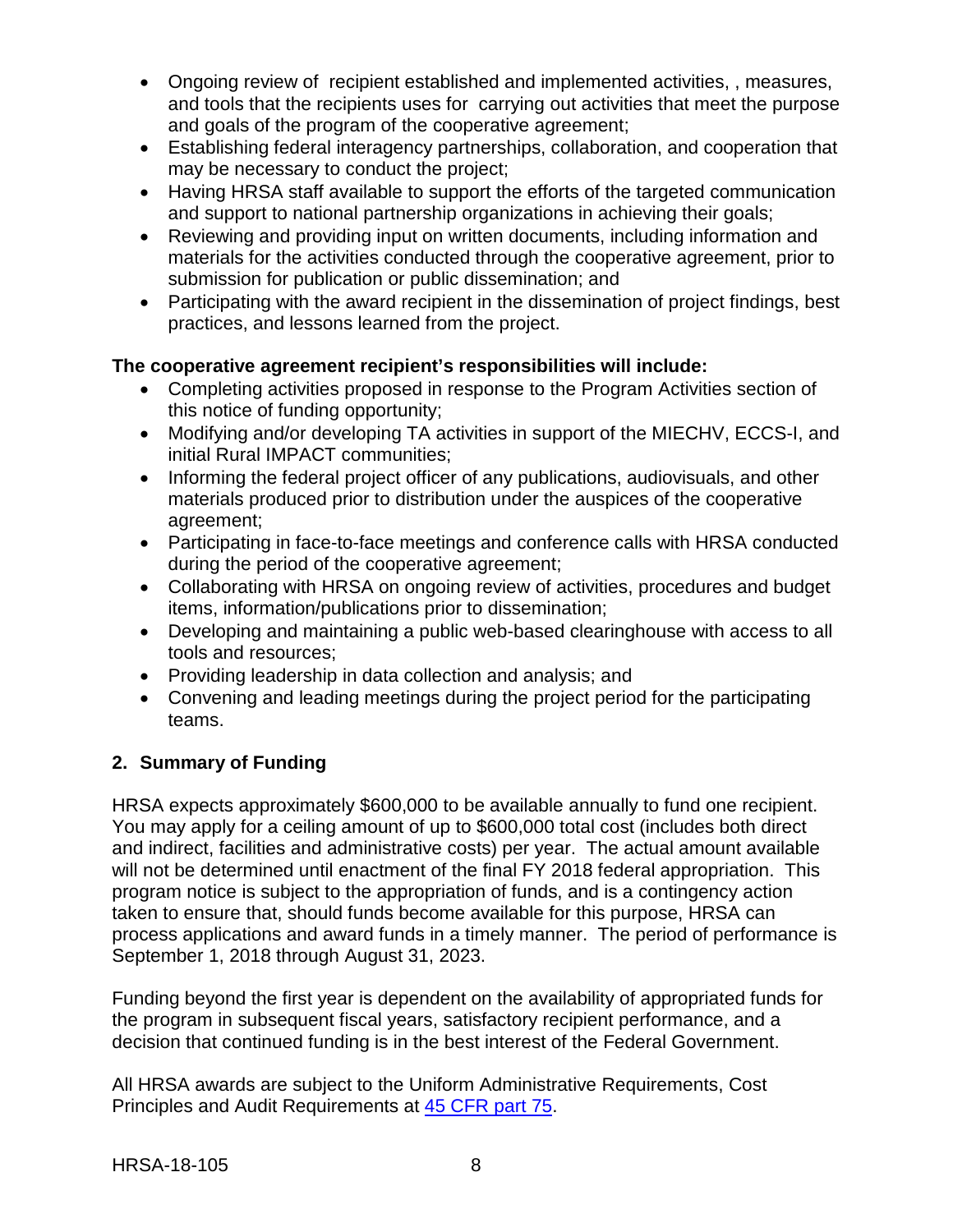- Ongoing review of recipient established and implemented activities, , measures, and tools that the recipients uses for carrying out activities that meet the purpose and goals of the program of the cooperative agreement;
- Establishing federal interagency partnerships, collaboration, and cooperation that may be necessary to conduct the project;
- Having HRSA staff available to support the efforts of the targeted communication and support to national partnership organizations in achieving their goals;
- Reviewing and providing input on written documents, including information and materials for the activities conducted through the cooperative agreement, prior to submission for publication or public dissemination; and
- Participating with the award recipient in the dissemination of project findings, best practices, and lessons learned from the project.

**The cooperative agreement recipient's responsibilities will include:**

- Completing activities proposed in response to the Program Activities section of this notice of funding opportunity;
- Modifying and/or developing TA activities in support of the MIECHV, ECCS-I, and initial Rural IMPACT communities;
- Informing the federal project officer of any publications, audiovisuals, and other materials produced prior to distribution under the auspices of the cooperative agreement;
- Participating in face-to-face meetings and conference calls with HRSA conducted during the period of the cooperative agreement;
- Collaborating with HRSA on ongoing review of activities, procedures and budget items, information/publications prior to dissemination;
- Developing and maintaining a public web-based clearinghouse with access to all tools and resources;
- Providing leadership in data collection and analysis; and
- Convening and leading meetings during the project period for the participating teams.

## 2. Summary of Funding

HRSA expects approximately $600,000 to be available annually to fund one recipient. You may apply for a ceiling amount of up to $600,000 total cost (includes both direct and indirect, facilities and administrative costs) per year. The actual amount available will not be determined until enactment of the final FY 2018 federal appropriation. This program notice is subject to the appropriation of funds, and is a contingency action taken to ensure that, should funds become available for this purpose, HRSA can process applications and award funds in a timely manner. The period of performance is September 1, 2018 through August 31, 2023.

Funding beyond the first year is dependent on the availability of appropriated funds for the program in subsequent fiscal years, satisfactory recipient performance, and a decision that continued funding is in the best interest of the Federal Government.

All HRSA awards are subject to the Uniform Administrative Requirements, Cost Principles and Audit Requirements at 45 CFR part 75.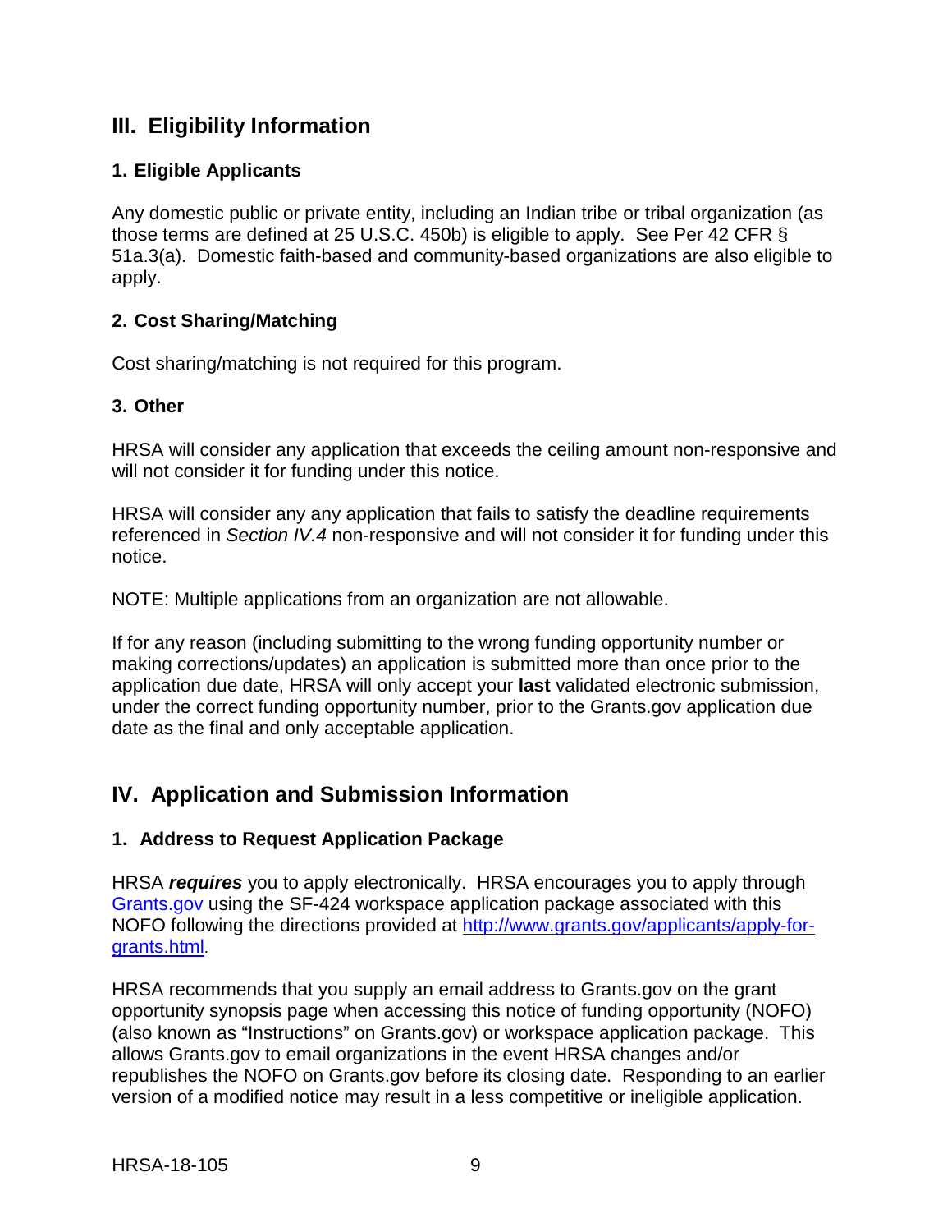## III. Eligibility Information

### 1. Eligible Applicants

Any domestic public or private entity, including an Indian tribe or tribal organization (as those terms are defined at 25 U.S.C. 450b) is eligible to apply. See Per 42 CFR § 51a.3(a). Domestic faith-based and community-based organizations are also eligible to apply.

### 2. Cost Sharing/Matching

Cost sharing/matching is not required for this program.

### 3. Other

HRSA will consider any application that exceeds the ceiling amount non-responsive and will not consider it for funding under this notice.

HRSA will consider any any application that fails to satisfy the deadline requirements referenced in *Section IV.4* non-responsive and will not consider it for funding under this notice.

NOTE: Multiple applications from an organization are not allowable.

If for any reason (including submitting to the wrong funding opportunity number or making corrections/updates) an application is submitted more than once prior to the application due date, HRSA will only accept your **last** validated electronic submission, under the correct funding opportunity number, prior to the Grants.gov application due date as the final and only acceptable application.

## IV. Application and Submission Information

### 1. Address to Request Application Package

HRSA ***requires*** you to apply electronically. HRSA encourages you to apply through [Grants.gov](http://www.grants.gov) using the SF-424 workspace application package associated with this NOFO following the directions provided at [http://www.grants.gov/applicants/apply-for-grants.html](http://www.grants.gov/applicants/apply-for-grants.html).

HRSA recommends that you supply an email address to Grants.gov on the grant opportunity synopsis page when accessing this notice of funding opportunity (NOFO) (also known as "Instructions" on Grants.gov) or workspace application package. This allows Grants.gov to email organizations in the event HRSA changes and/or republishes the NOFO on Grants.gov before its closing date. Responding to an earlier version of a modified notice may result in a less competitive or ineligible application.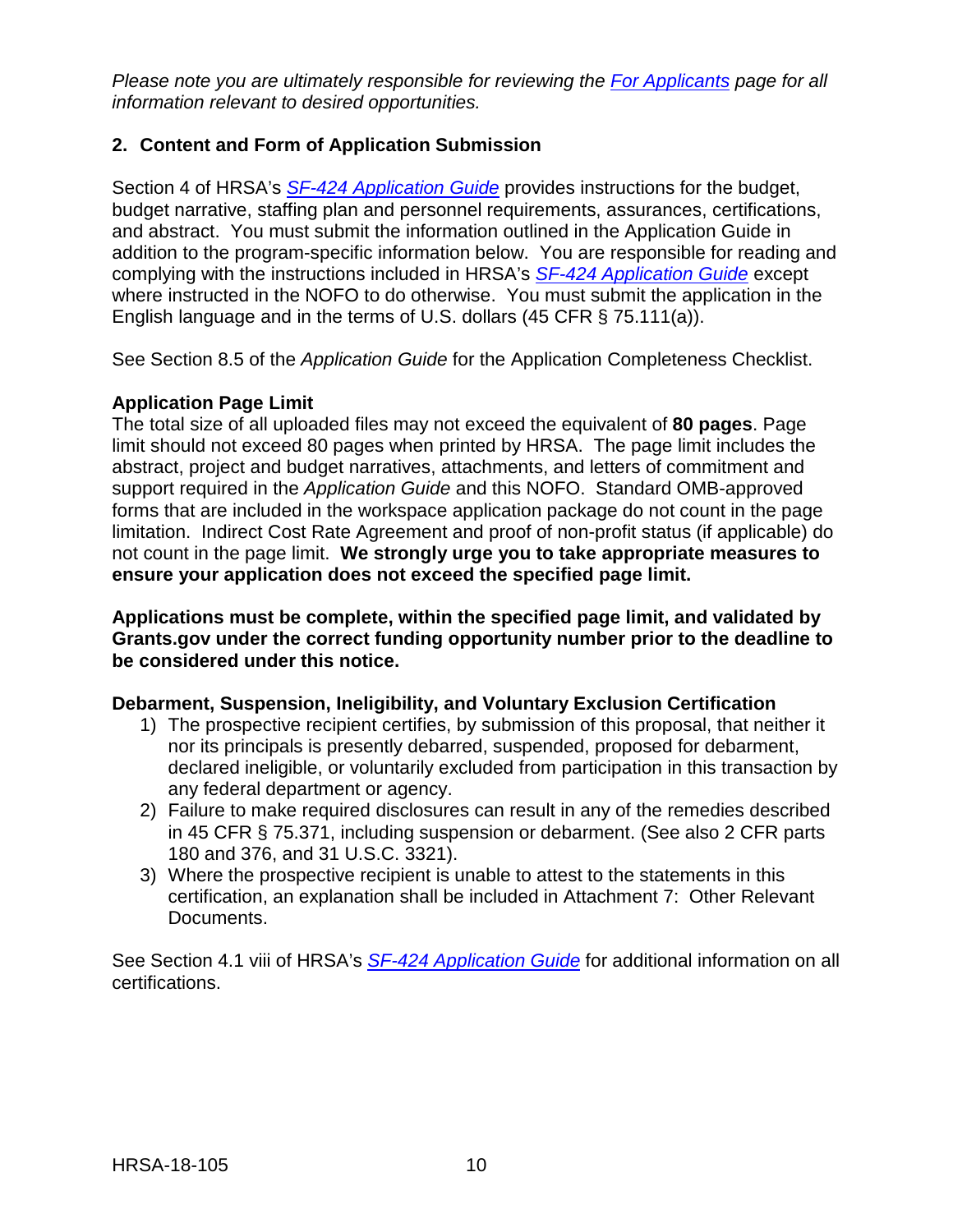*Please note you are ultimately responsible for reviewing the [For Applicants](#) page for all information relevant to desired opportunities.*

## 2. Content and Form of Application Submission

Section 4 of HRSA's *[SF-424 Application Guide](#)* provides instructions for the budget, budget narrative, staffing plan and personnel requirements, assurances, certifications, and abstract. You must submit the information outlined in the Application Guide in addition to the program-specific information below. You are responsible for reading and complying with the instructions included in HRSA's *[SF-424 Application Guide](#)* except where instructed in the NOFO to do otherwise. You must submit the application in the English language and in the terms of U.S. dollars (45 CFR § 75.111(a)).

See Section 8.5 of the *Application Guide* for the Application Completeness Checklist.

**Application Page Limit**

The total size of all uploaded files may not exceed the equivalent of **80 pages**. Page limit should not exceed 80 pages when printed by HRSA. The page limit includes the abstract, project and budget narratives, attachments, and letters of commitment and support required in the *Application Guide* and this NOFO. Standard OMB-approved forms that are included in the workspace application package do not count in the page limitation. Indirect Cost Rate Agreement and proof of non-profit status (if applicable) do not count in the page limit. **We strongly urge you to take appropriate measures to ensure your application does not exceed the specified page limit.**

**Applications must be complete, within the specified page limit, and validated by Grants.gov under the correct funding opportunity number prior to the deadline to be considered under this notice.**

**Debarment, Suspension, Ineligibility, and Voluntary Exclusion Certification**

1) The prospective recipient certifies, by submission of this proposal, that neither it nor its principals is presently debarred, suspended, proposed for debarment, declared ineligible, or voluntarily excluded from participation in this transaction by any federal department or agency.
2) Failure to make required disclosures can result in any of the remedies described in 45 CFR § 75.371, including suspension or debarment. (See also 2 CFR parts 180 and 376, and 31 U.S.C. 3321).
3) Where the prospective recipient is unable to attest to the statements in this certification, an explanation shall be included in Attachment 7: Other Relevant Documents.

See Section 4.1 viii of HRSA's *[SF-424 Application Guide](#)* for additional information on all certifications.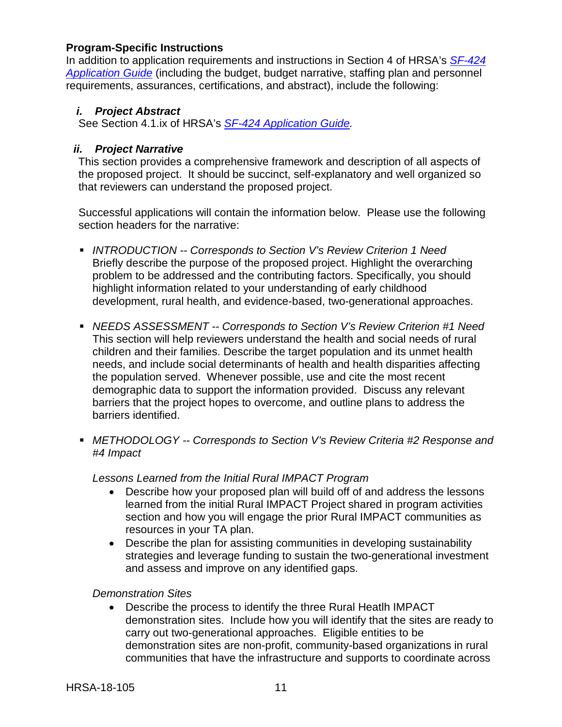**Program-Specific Instructions**
In addition to application requirements and instructions in Section 4 of HRSA's *[SF-424 Application Guide](SF-424 Application Guide)* (including the budget, budget narrative, staffing plan and personnel requirements, assurances, certifications, and abstract), include the following:

### *i. Project Abstract*

See Section 4.1.ix of HRSA's *SF-424 Application Guide*.

### *ii. Project Narrative*

This section provides a comprehensive framework and description of all aspects of the proposed project. It should be succinct, self-explanatory and well organized so that reviewers can understand the proposed project.

Successful applications will contain the information below. Please use the following section headers for the narrative:

- *INTRODUCTION -- Corresponds to Section V's Review Criterion 1 Need*
  Briefly describe the purpose of the proposed project. Highlight the overarching problem to be addressed and the contributing factors. Specifically, you should highlight information related to your understanding of early childhood development, rural health, and evidence-based, two-generational approaches.

- *NEEDS ASSESSMENT -- Corresponds to Section V's Review Criterion #1 Need*
  This section will help reviewers understand the health and social needs of rural children and their families. Describe the target population and its unmet health needs, and include social determinants of health and health disparities affecting the population served. Whenever possible, use and cite the most recent demographic data to support the information provided. Discuss any relevant barriers that the project hopes to overcome, and outline plans to address the barriers identified.

- *METHODOLOGY -- Corresponds to Section V's Review Criteria #2 Response and #4 Impact*

  *Lessons Learned from the Initial Rural IMPACT Program*
  - Describe how your proposed plan will build off of and address the lessons learned from the initial Rural IMPACT Project shared in program activities section and how you will engage the prior Rural IMPACT communities as resources in your TA plan.
  - Describe the plan for assisting communities in developing sustainability strategies and leverage funding to sustain the two-generational investment and assess and improve on any identified gaps.

  *Demonstration Sites*
  - Describe the process to identify the three Rural Heatlh IMPACT demonstration sites. Include how you will identify that the sites are ready to carry out two-generational approaches. Eligible entities to be demonstration sites are non-profit, community-based organizations in rural communities that have the infrastructure and supports to coordinate across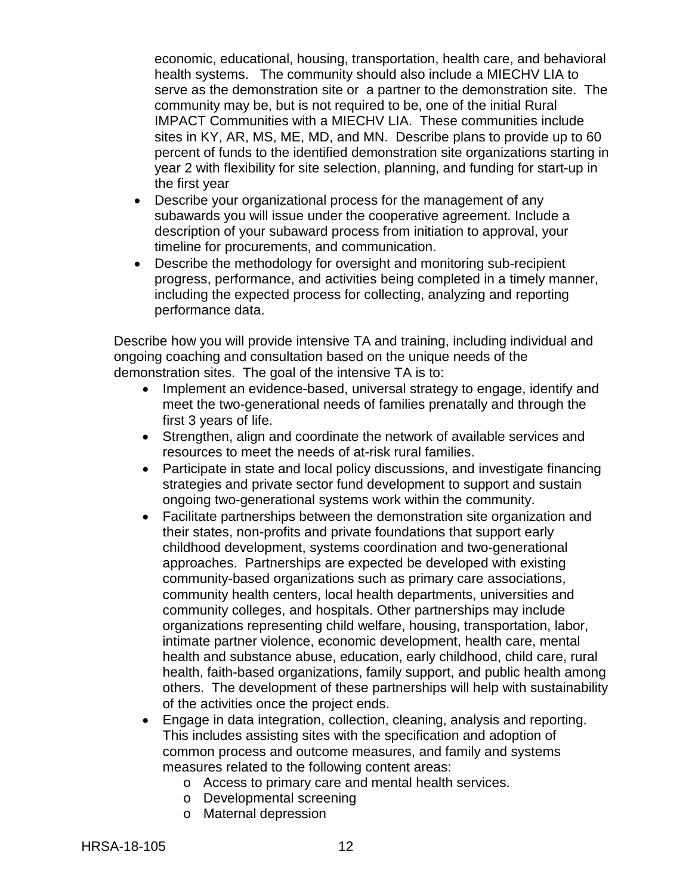economic, educational, housing, transportation, health care, and behavioral health systems. The community should also include a MIECHV LIA to serve as the demonstration site or a partner to the demonstration site. The community may be, but is not required to be, one of the initial Rural IMPACT Communities with a MIECHV LIA. These communities include sites in KY, AR, MS, ME, MD, and MN. Describe plans to provide up to 60 percent of funds to the identified demonstration site organizations starting in year 2 with flexibility for site selection, planning, and funding for start-up in the first year

- Describe your organizational process for the management of any subawards you will issue under the cooperative agreement. Include a description of your subaward process from initiation to approval, your timeline for procurements, and communication.
- Describe the methodology for oversight and monitoring sub-recipient progress, performance, and activities being completed in a timely manner, including the expected process for collecting, analyzing and reporting performance data.

Describe how you will provide intensive TA and training, including individual and ongoing coaching and consultation based on the unique needs of the demonstration sites. The goal of the intensive TA is to:

- Implement an evidence-based, universal strategy to engage, identify and meet the two-generational needs of families prenatally and through the first 3 years of life.
- Strengthen, align and coordinate the network of available services and resources to meet the needs of at-risk rural families.
- Participate in state and local policy discussions, and investigate financing strategies and private sector fund development to support and sustain ongoing two-generational systems work within the community.
- Facilitate partnerships between the demonstration site organization and their states, non-profits and private foundations that support early childhood development, systems coordination and two-generational approaches. Partnerships are expected be developed with existing community-based organizations such as primary care associations, community health centers, local health departments, universities and community colleges, and hospitals. Other partnerships may include organizations representing child welfare, housing, transportation, labor, intimate partner violence, economic development, health care, mental health and substance abuse, education, early childhood, child care, rural health, faith-based organizations, family support, and public health among others. The development of these partnerships will help with sustainability of the activities once the project ends.
- Engage in data integration, collection, cleaning, analysis and reporting. This includes assisting sites with the specification and adoption of common process and outcome measures, and family and systems measures related to the following content areas:
  - Access to primary care and mental health services.
  - Developmental screening
  - Maternal depression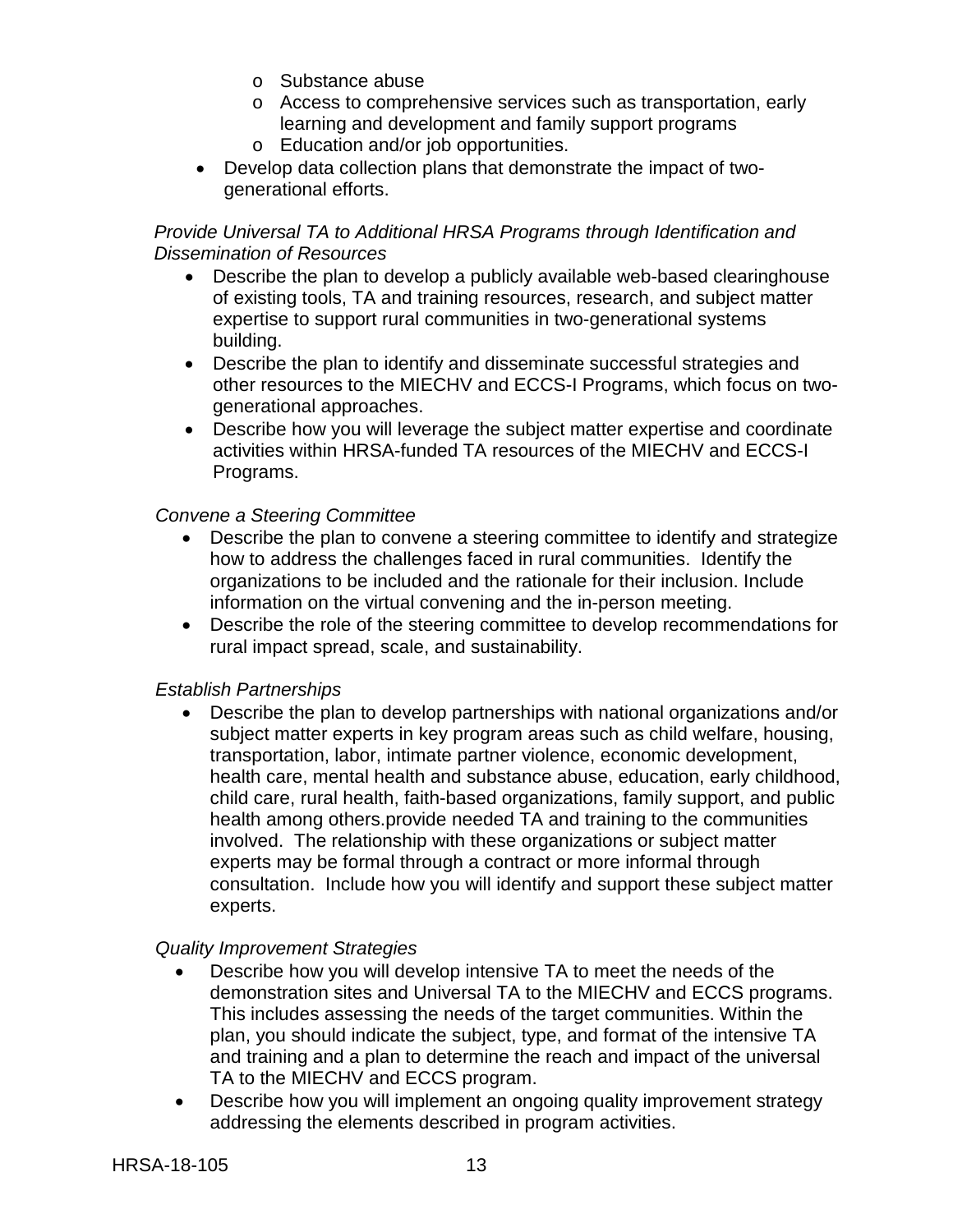- Substance abuse
  - Access to comprehensive services such as transportation, early learning and development and family support programs
  - Education and/or job opportunities.
- Develop data collection plans that demonstrate the impact of two-generational efforts.

*Provide Universal TA to Additional HRSA Programs through Identification and Dissemination of Resources*

- Describe the plan to develop a publicly available web-based clearinghouse of existing tools, TA and training resources, research, and subject matter expertise to support rural communities in two-generational systems building.
- Describe the plan to identify and disseminate successful strategies and other resources to the MIECHV and ECCS-I Programs, which focus on two-generational approaches.
- Describe how you will leverage the subject matter expertise and coordinate activities within HRSA-funded TA resources of the MIECHV and ECCS-I Programs.

*Convene a Steering Committee*

- Describe the plan to convene a steering committee to identify and strategize how to address the challenges faced in rural communities. Identify the organizations to be included and the rationale for their inclusion. Include information on the virtual convening and the in-person meeting.
- Describe the role of the steering committee to develop recommendations for rural impact spread, scale, and sustainability.

*Establish Partnerships*

- Describe the plan to develop partnerships with national organizations and/or subject matter experts in key program areas such as child welfare, housing, transportation, labor, intimate partner violence, economic development, health care, mental health and substance abuse, education, early childhood, child care, rural health, faith-based organizations, family support, and public health among others.provide needed TA and training to the communities involved. The relationship with these organizations or subject matter experts may be formal through a contract or more informal through consultation. Include how you will identify and support these subject matter experts.

*Quality Improvement Strategies*

- Describe how you will develop intensive TA to meet the needs of the demonstration sites and Universal TA to the MIECHV and ECCS programs. This includes assessing the needs of the target communities. Within the plan, you should indicate the subject, type, and format of the intensive TA and training and a plan to determine the reach and impact of the universal TA to the MIECHV and ECCS program.
- Describe how you will implement an ongoing quality improvement strategy addressing the elements described in program activities.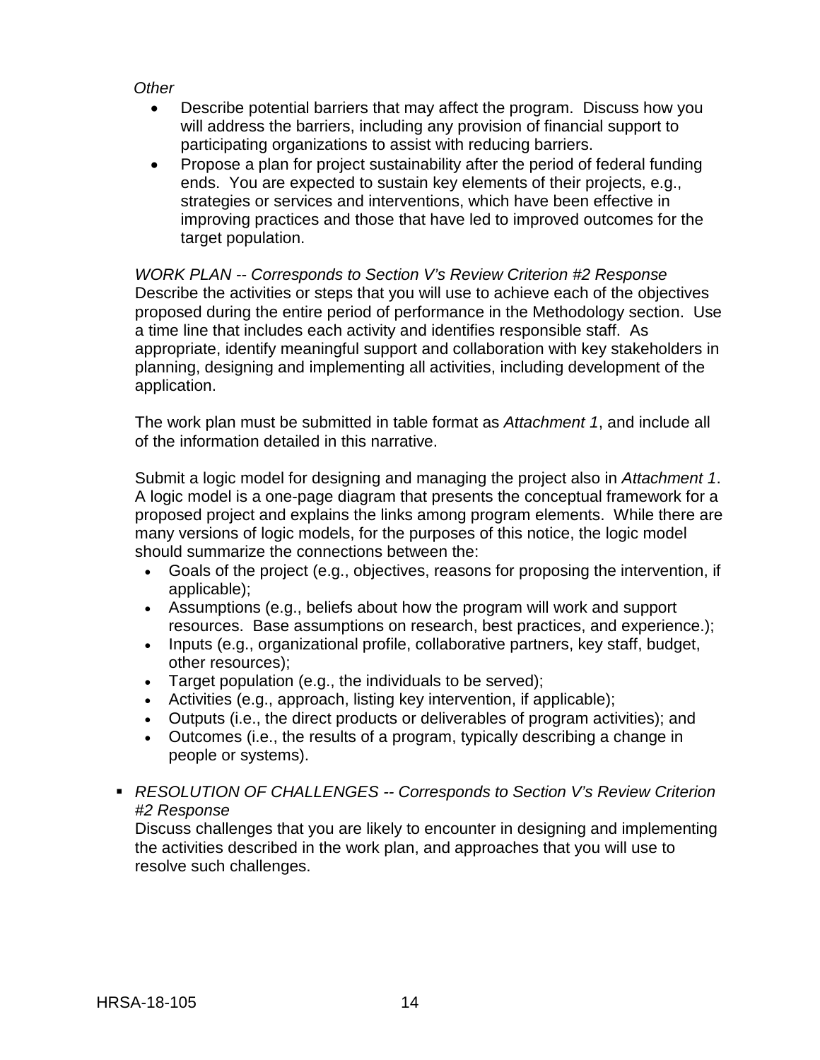*Other*

- Describe potential barriers that may affect the program. Discuss how you will address the barriers, including any provision of financial support to participating organizations to assist with reducing barriers.
- Propose a plan for project sustainability after the period of federal funding ends. You are expected to sustain key elements of their projects, e.g., strategies or services and interventions, which have been effective in improving practices and those that have led to improved outcomes for the target population.

*WORK PLAN -- Corresponds to Section V's Review Criterion #2 Response*
Describe the activities or steps that you will use to achieve each of the objectives proposed during the entire period of performance in the Methodology section. Use a time line that includes each activity and identifies responsible staff. As appropriate, identify meaningful support and collaboration with key stakeholders in planning, designing and implementing all activities, including development of the application.

The work plan must be submitted in table format as *Attachment 1*, and include all of the information detailed in this narrative.

Submit a logic model for designing and managing the project also in *Attachment 1*. A logic model is a one-page diagram that presents the conceptual framework for a proposed project and explains the links among program elements. While there are many versions of logic models, for the purposes of this notice, the logic model should summarize the connections between the:

- Goals of the project (e.g., objectives, reasons for proposing the intervention, if applicable);
- Assumptions (e.g., beliefs about how the program will work and support resources. Base assumptions on research, best practices, and experience.);
- Inputs (e.g., organizational profile, collaborative partners, key staff, budget, other resources);
- Target population (e.g., the individuals to be served);
- Activities (e.g., approach, listing key intervention, if applicable);
- Outputs (i.e., the direct products or deliverables of program activities); and
- Outcomes (i.e., the results of a program, typically describing a change in people or systems).

- *RESOLUTION OF CHALLENGES -- Corresponds to Section V's Review Criterion #2 Response*
  Discuss challenges that you are likely to encounter in designing and implementing the activities described in the work plan, and approaches that you will use to resolve such challenges.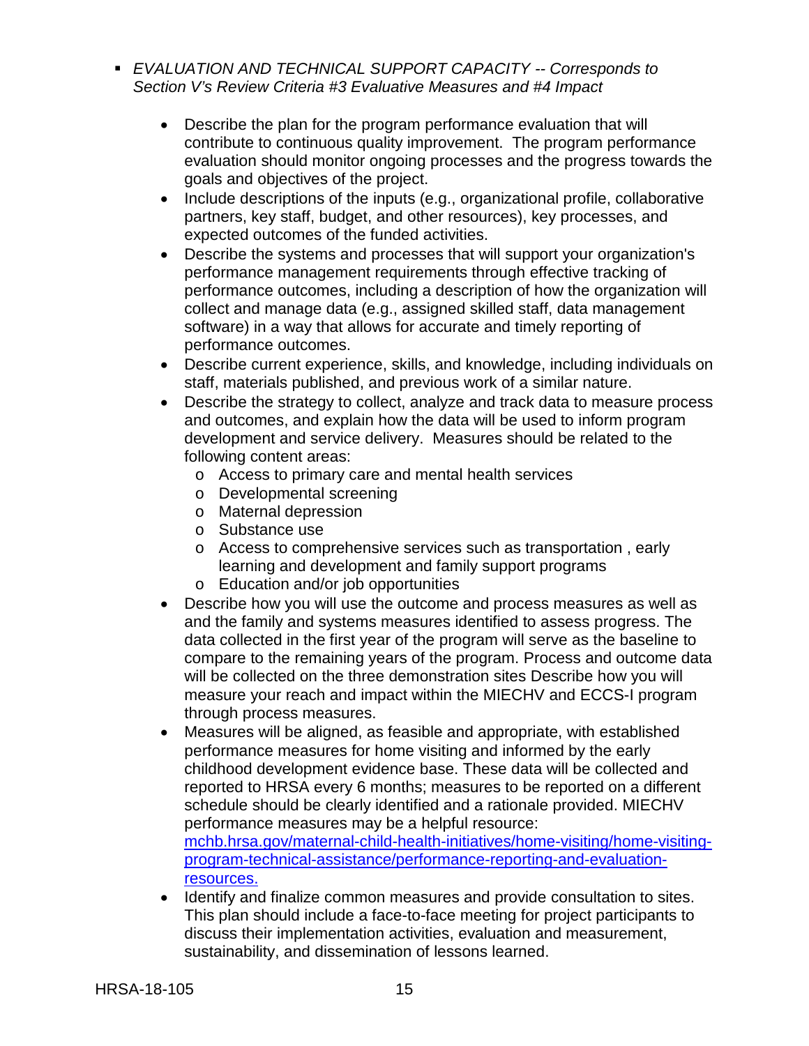- *EVALUATION AND TECHNICAL SUPPORT CAPACITY -- Corresponds to Section V's Review Criteria #3 Evaluative Measures and #4 Impact*

  - Describe the plan for the program performance evaluation that will contribute to continuous quality improvement. The program performance evaluation should monitor ongoing processes and the progress towards the goals and objectives of the project.
  - Include descriptions of the inputs (e.g., organizational profile, collaborative partners, key staff, budget, and other resources), key processes, and expected outcomes of the funded activities.
  - Describe the systems and processes that will support your organization's performance management requirements through effective tracking of performance outcomes, including a description of how the organization will collect and manage data (e.g., assigned skilled staff, data management software) in a way that allows for accurate and timely reporting of performance outcomes.
  - Describe current experience, skills, and knowledge, including individuals on staff, materials published, and previous work of a similar nature.
  - Describe the strategy to collect, analyze and track data to measure process and outcomes, and explain how the data will be used to inform program development and service delivery. Measures should be related to the following content areas:
    - Access to primary care and mental health services
    - Developmental screening
    - Maternal depression
    - Substance use
    - Access to comprehensive services such as transportation , early learning and development and family support programs
    - Education and/or job opportunities
  - Describe how you will use the outcome and process measures as well as and the family and systems measures identified to assess progress. The data collected in the first year of the program will serve as the baseline to compare to the remaining years of the program. Process and outcome data will be collected on the three demonstration sites Describe how you will measure your reach and impact within the MIECHV and ECCS-I program through process measures.
  - Measures will be aligned, as feasible and appropriate, with established performance measures for home visiting and informed by the early childhood development evidence base. These data will be collected and reported to HRSA every 6 months; measures to be reported on a different schedule should be clearly identified and a rationale provided. MIECHV performance measures may be a helpful resource: [mchb.hrsa.gov/maternal-child-health-initiatives/home-visiting/home-visiting-program-technical-assistance/performance-reporting-and-evaluation-resources.](https://mchb.hrsa.gov/maternal-child-health-initiatives/home-visiting/home-visiting-program-technical-assistance/performance-reporting-and-evaluation-resources)
  - Identify and finalize common measures and provide consultation to sites. This plan should include a face-to-face meeting for project participants to discuss their implementation activities, evaluation and measurement, sustainability, and dissemination of lessons learned.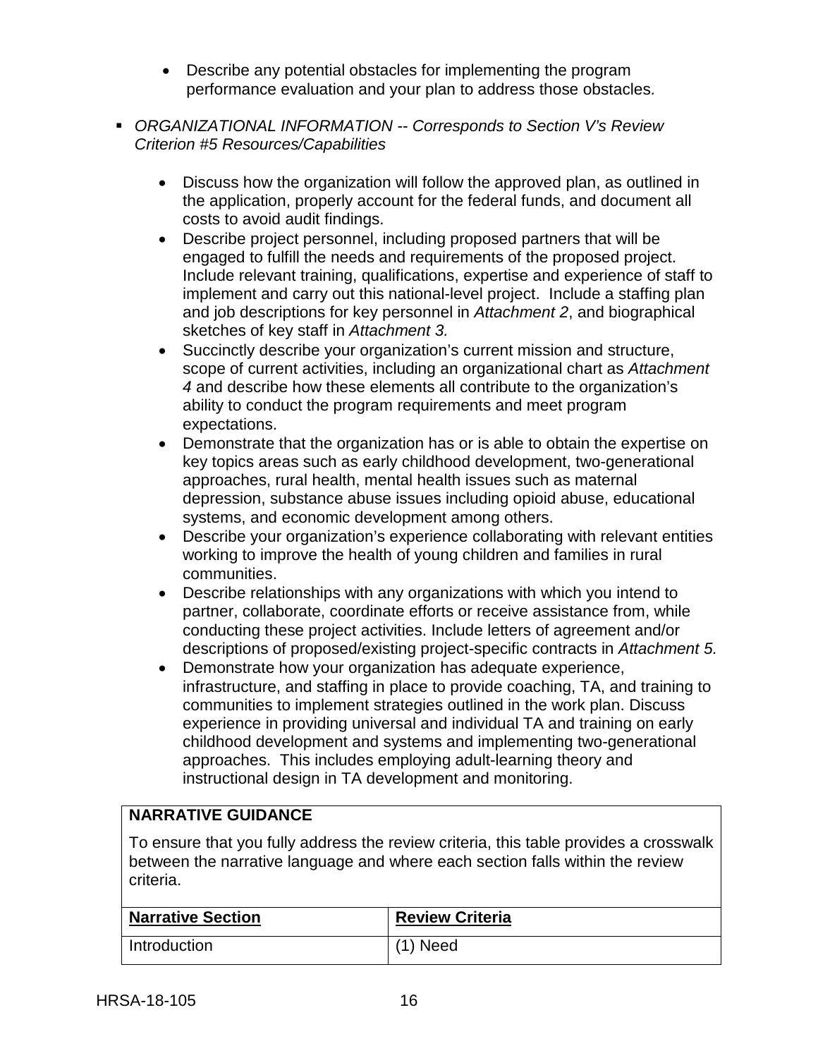- Describe any potential obstacles for implementing the program performance evaluation and your plan to address those obstacles.

- *ORGANIZATIONAL INFORMATION -- Corresponds to Section V's Review Criterion #5 Resources/Capabilities*

  - Discuss how the organization will follow the approved plan, as outlined in the application, properly account for the federal funds, and document all costs to avoid audit findings.
  - Describe project personnel, including proposed partners that will be engaged to fulfill the needs and requirements of the proposed project. Include relevant training, qualifications, expertise and experience of staff to implement and carry out this national-level project. Include a staffing plan and job descriptions for key personnel in *Attachment 2*, and biographical sketches of key staff in *Attachment 3.*
  - Succinctly describe your organization's current mission and structure, scope of current activities, including an organizational chart as *Attachment 4* and describe how these elements all contribute to the organization's ability to conduct the program requirements and meet program expectations.
  - Demonstrate that the organization has or is able to obtain the expertise on key topics areas such as early childhood development, two-generational approaches, rural health, mental health issues such as maternal depression, substance abuse issues including opioid abuse, educational systems, and economic development among others.
  - Describe your organization's experience collaborating with relevant entities working to improve the health of young children and families in rural communities.
  - Describe relationships with any organizations with which you intend to partner, collaborate, coordinate efforts or receive assistance from, while conducting these project activities. Include letters of agreement and/or descriptions of proposed/existing project-specific contracts in *Attachment 5.*
  - Demonstrate how your organization has adequate experience, infrastructure, and staffing in place to provide coaching, TA, and training to communities to implement strategies outlined in the work plan. Discuss experience in providing universal and individual TA and training on early childhood development and systems and implementing two-generational approaches. This includes employing adult-learning theory and instructional design in TA development and monitoring.

**NARRATIVE GUIDANCE**

To ensure that you fully address the review criteria, this table provides a crosswalk between the narrative language and where each section falls within the review criteria.

| Narrative Section | Review Criteria |
|---|---|
| Introduction | (1) Need |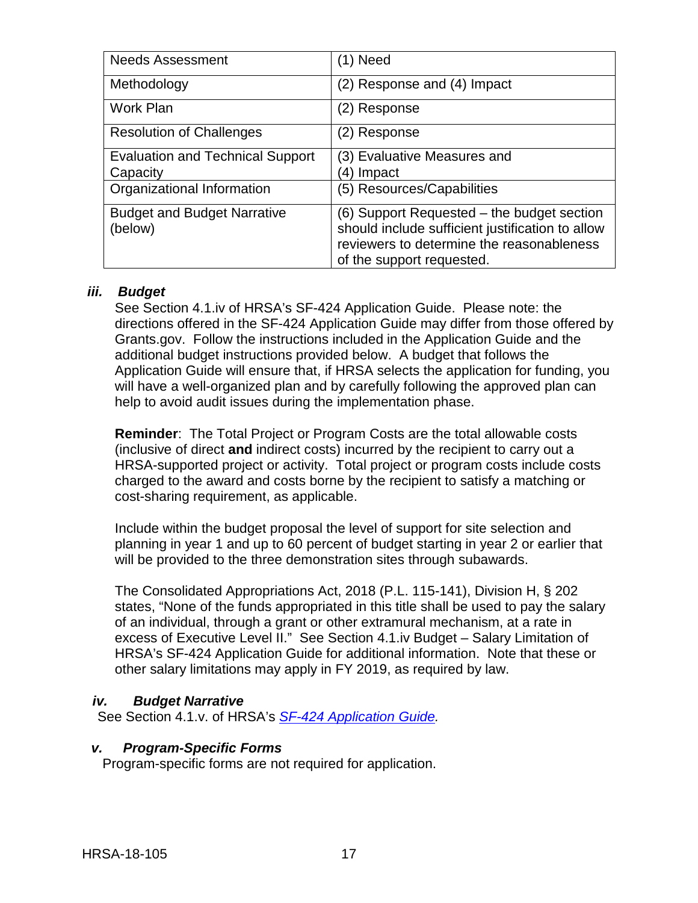| Needs Assessment | (1) Need |
|---|---|
| Methodology | (2) Response and (4) Impact |
| Work Plan | (2) Response |
| Resolution of Challenges | (2) Response |
| Evaluation and Technical Support Capacity | (3) Evaluative Measures and (4) Impact |
| Organizational Information | (5) Resources/Capabilities |
| Budget and Budget Narrative (below) | (6) Support Requested – the budget section should include sufficient justification to allow reviewers to determine the reasonableness of the support requested. |

### *iii. Budget*

See Section 4.1.iv of HRSA's SF-424 Application Guide. Please note: the directions offered in the SF-424 Application Guide may differ from those offered by Grants.gov. Follow the instructions included in the Application Guide and the additional budget instructions provided below. A budget that follows the Application Guide will ensure that, if HRSA selects the application for funding, you will have a well-organized plan and by carefully following the approved plan can help to avoid audit issues during the implementation phase.

**Reminder**: The Total Project or Program Costs are the total allowable costs (inclusive of direct **and** indirect costs) incurred by the recipient to carry out a HRSA-supported project or activity. Total project or program costs include costs charged to the award and costs borne by the recipient to satisfy a matching or cost-sharing requirement, as applicable.

Include within the budget proposal the level of support for site selection and planning in year 1 and up to 60 percent of budget starting in year 2 or earlier that will be provided to the three demonstration sites through subawards.

The Consolidated Appropriations Act, 2018 (P.L. 115-141), Division H, § 202 states, "None of the funds appropriated in this title shall be used to pay the salary of an individual, through a grant or other extramural mechanism, at a rate in excess of Executive Level II." See Section 4.1.iv Budget – Salary Limitation of HRSA's SF-424 Application Guide for additional information. Note that these or other salary limitations may apply in FY 2019, as required by law.

### *iv. Budget Narrative*

See Section 4.1.v. of HRSA's *SF-424 Application Guide.*

### *v. Program-Specific Forms*

Program-specific forms are not required for application.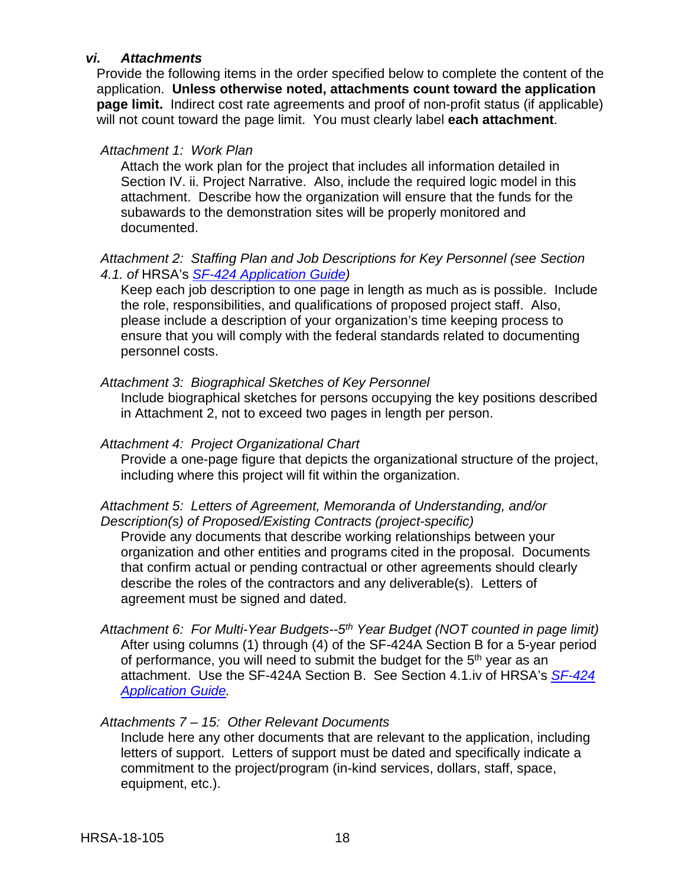### *vi. Attachments*

Provide the following items in the order specified below to complete the content of the application. **Unless otherwise noted, attachments count toward the application page limit.** Indirect cost rate agreements and proof of non-profit status (if applicable) will not count toward the page limit. You must clearly label **each attachment**.

*Attachment 1: Work Plan*

Attach the work plan for the project that includes all information detailed in Section IV. ii. Project Narrative. Also, include the required logic model in this attachment. Describe how the organization will ensure that the funds for the subawards to the demonstration sites will be properly monitored and documented.

*Attachment 2: Staffing Plan and Job Descriptions for Key Personnel (see Section 4.1. of* HRSA's *[SF-424 Application Guide](SF-424 Application Guide))*

Keep each job description to one page in length as much as is possible. Include the role, responsibilities, and qualifications of proposed project staff. Also, please include a description of your organization's time keeping process to ensure that you will comply with the federal standards related to documenting personnel costs.

*Attachment 3: Biographical Sketches of Key Personnel*

Include biographical sketches for persons occupying the key positions described in Attachment 2, not to exceed two pages in length per person.

*Attachment 4: Project Organizational Chart*

Provide a one-page figure that depicts the organizational structure of the project, including where this project will fit within the organization.

*Attachment 5: Letters of Agreement, Memoranda of Understanding, and/or Description(s) of Proposed/Existing Contracts (project-specific)*

Provide any documents that describe working relationships between your organization and other entities and programs cited in the proposal. Documents that confirm actual or pending contractual or other agreements should clearly describe the roles of the contractors and any deliverable(s). Letters of agreement must be signed and dated.

*Attachment 6: For Multi-Year Budgets--5th Year Budget (NOT counted in page limit)*

After using columns (1) through (4) of the SF-424A Section B for a 5-year period of performance, you will need to submit the budget for the 5th year as an attachment. Use the SF-424A Section B. See Section 4.1.iv of HRSA's *[SF-424 Application Guide](SF-424 Application Guide).*

*Attachments 7 – 15: Other Relevant Documents*

Include here any other documents that are relevant to the application, including letters of support. Letters of support must be dated and specifically indicate a commitment to the project/program (in-kind services, dollars, staff, space, equipment, etc.).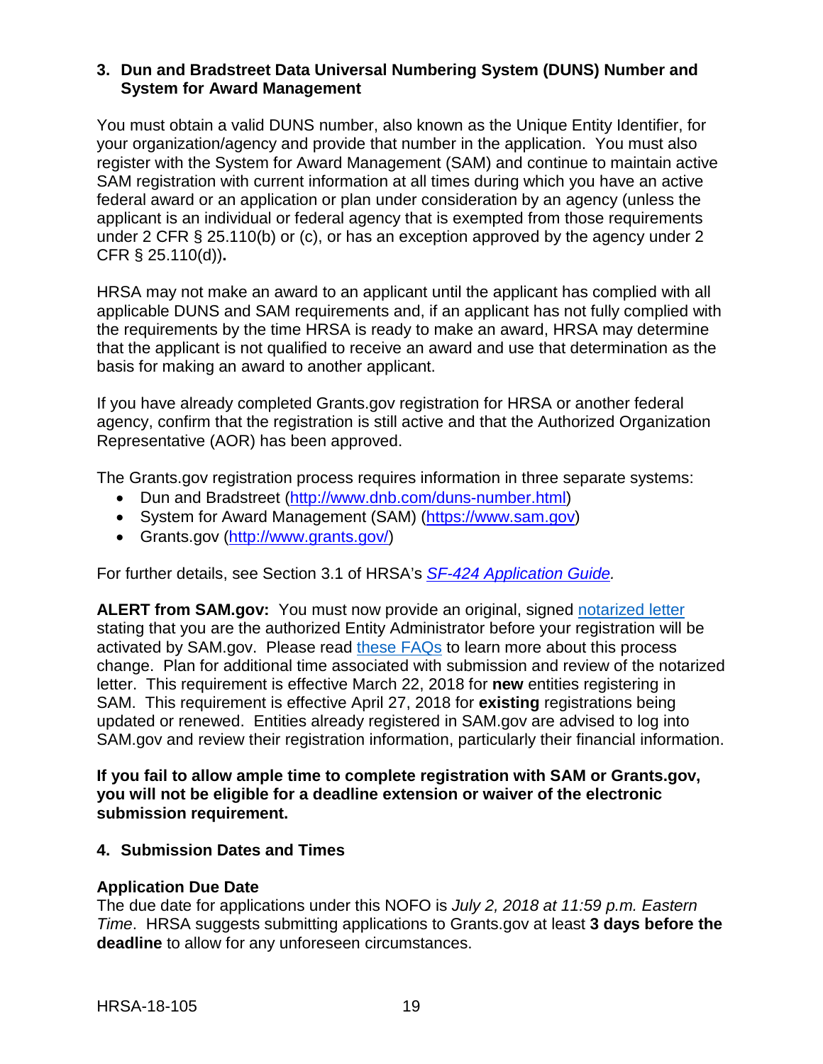### 3. Dun and Bradstreet Data Universal Numbering System (DUNS) Number and System for Award Management

You must obtain a valid DUNS number, also known as the Unique Entity Identifier, for your organization/agency and provide that number in the application. You must also register with the System for Award Management (SAM) and continue to maintain active SAM registration with current information at all times during which you have an active federal award or an application or plan under consideration by an agency (unless the applicant is an individual or federal agency that is exempted from those requirements under 2 CFR § 25.110(b) or (c), or has an exception approved by the agency under 2 CFR § 25.110(d))**.**

HRSA may not make an award to an applicant until the applicant has complied with all applicable DUNS and SAM requirements and, if an applicant has not fully complied with the requirements by the time HRSA is ready to make an award, HRSA may determine that the applicant is not qualified to receive an award and use that determination as the basis for making an award to another applicant.

If you have already completed Grants.gov registration for HRSA or another federal agency, confirm that the registration is still active and that the Authorized Organization Representative (AOR) has been approved.

The Grants.gov registration process requires information in three separate systems:

- Dun and Bradstreet (http://www.dnb.com/duns-number.html)
- System for Award Management (SAM) (https://www.sam.gov)
- Grants.gov (http://www.grants.gov/)

For further details, see Section 3.1 of HRSA's *SF-424 Application Guide.*

**ALERT from SAM.gov:** You must now provide an original, signed notarized letter stating that you are the authorized Entity Administrator before your registration will be activated by SAM.gov. Please read these FAQs to learn more about this process change. Plan for additional time associated with submission and review of the notarized letter. This requirement is effective March 22, 2018 for **new** entities registering in SAM. This requirement is effective April 27, 2018 for **existing** registrations being updated or renewed. Entities already registered in SAM.gov are advised to log into SAM.gov and review their registration information, particularly their financial information.

**If you fail to allow ample time to complete registration with SAM or Grants.gov, you will not be eligible for a deadline extension or waiver of the electronic submission requirement.**

### 4. Submission Dates and Times

**Application Due Date**

The due date for applications under this NOFO is *July 2, 2018 at 11:59 p.m. Eastern Time*. HRSA suggests submitting applications to Grants.gov at least **3 days before the deadline** to allow for any unforeseen circumstances.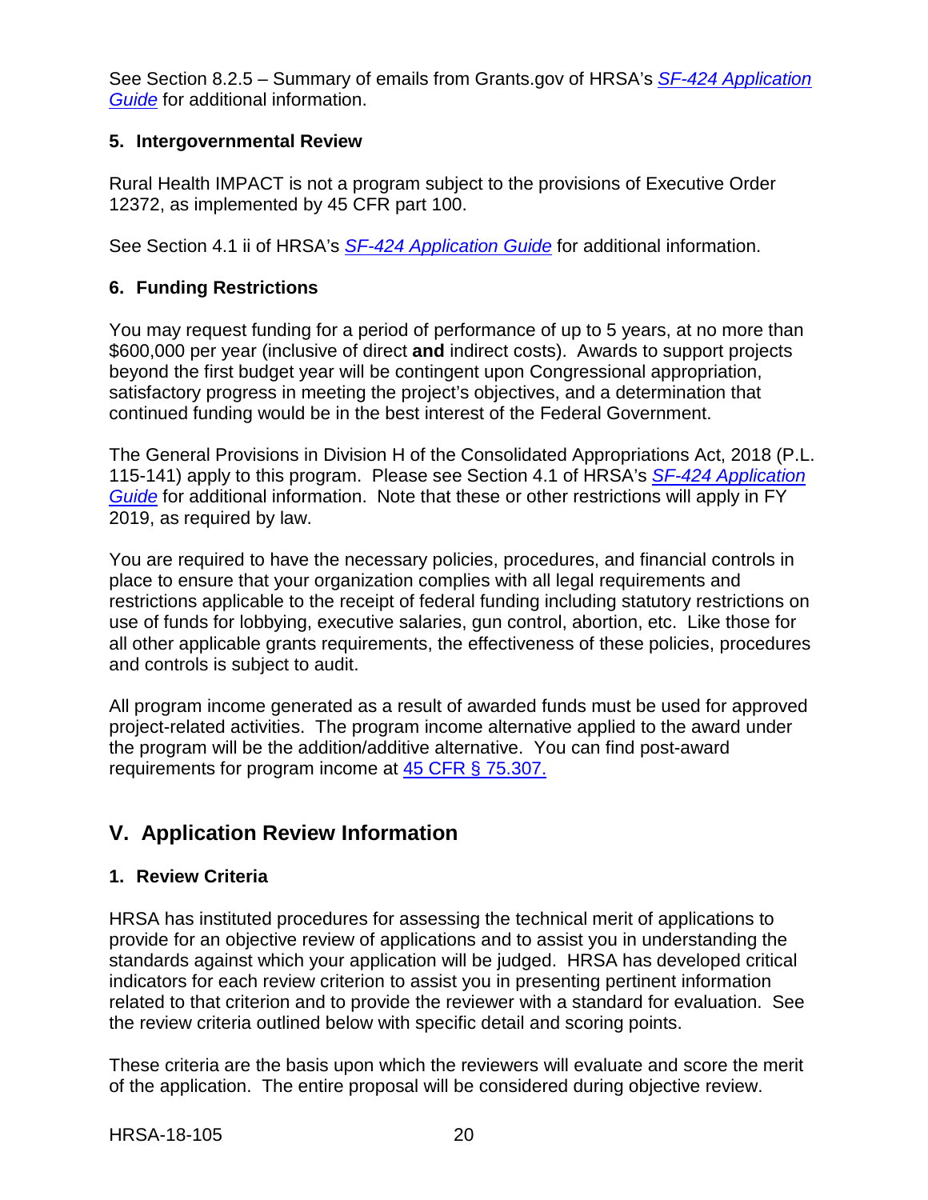See Section 8.2.5 – Summary of emails from Grants.gov of HRSA's *SF-424 Application Guide* for additional information.

### 5. Intergovernmental Review

Rural Health IMPACT is not a program subject to the provisions of Executive Order 12372, as implemented by 45 CFR part 100.

See Section 4.1 ii of HRSA's *SF-424 Application Guide* for additional information.

### 6. Funding Restrictions

You may request funding for a period of performance of up to 5 years, at no more than $600,000 per year (inclusive of direct **and** indirect costs). Awards to support projects beyond the first budget year will be contingent upon Congressional appropriation, satisfactory progress in meeting the project's objectives, and a determination that continued funding would be in the best interest of the Federal Government.

The General Provisions in Division H of the Consolidated Appropriations Act, 2018 (P.L. 115-141) apply to this program. Please see Section 4.1 of HRSA's *SF-424 Application Guide* for additional information. Note that these or other restrictions will apply in FY 2019, as required by law.

You are required to have the necessary policies, procedures, and financial controls in place to ensure that your organization complies with all legal requirements and restrictions applicable to the receipt of federal funding including statutory restrictions on use of funds for lobbying, executive salaries, gun control, abortion, etc. Like those for all other applicable grants requirements, the effectiveness of these policies, procedures and controls is subject to audit.

All program income generated as a result of awarded funds must be used for approved project-related activities. The program income alternative applied to the award under the program will be the addition/additive alternative. You can find post-award requirements for program income at 45 CFR § 75.307.

## V. Application Review Information

### 1. Review Criteria

HRSA has instituted procedures for assessing the technical merit of applications to provide for an objective review of applications and to assist you in understanding the standards against which your application will be judged. HRSA has developed critical indicators for each review criterion to assist you in presenting pertinent information related to that criterion and to provide the reviewer with a standard for evaluation. See the review criteria outlined below with specific detail and scoring points.

These criteria are the basis upon which the reviewers will evaluate and score the merit of the application. The entire proposal will be considered during objective review.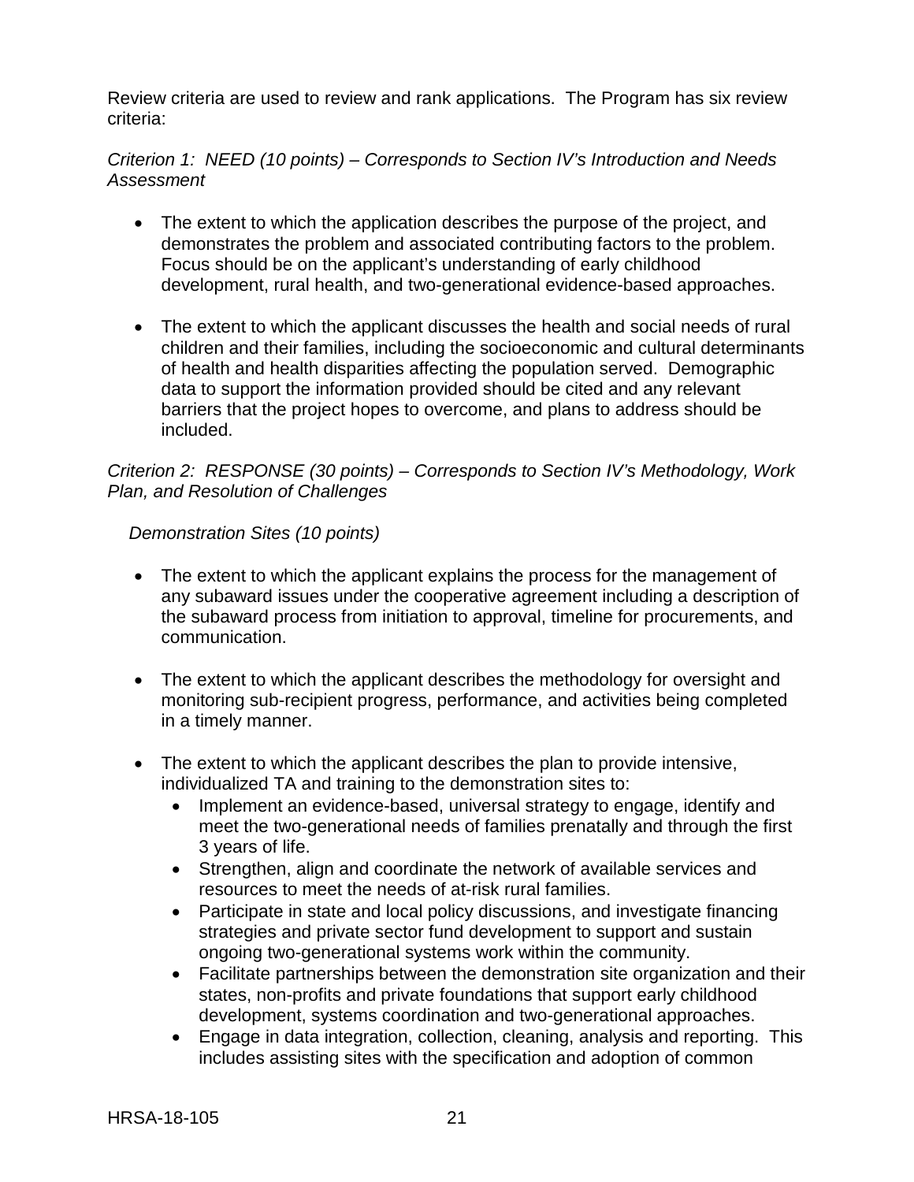Review criteria are used to review and rank applications. The Program has six review criteria:

*Criterion 1: NEED (10 points) – Corresponds to Section IV's Introduction and Needs Assessment*

- The extent to which the application describes the purpose of the project, and demonstrates the problem and associated contributing factors to the problem. Focus should be on the applicant's understanding of early childhood development, rural health, and two-generational evidence-based approaches.

- The extent to which the applicant discusses the health and social needs of rural children and their families, including the socioeconomic and cultural determinants of health and health disparities affecting the population served. Demographic data to support the information provided should be cited and any relevant barriers that the project hopes to overcome, and plans to address should be included.

*Criterion 2: RESPONSE (30 points) – Corresponds to Section IV's Methodology, Work Plan, and Resolution of Challenges*

*Demonstration Sites (10 points)*

- The extent to which the applicant explains the process for the management of any subaward issues under the cooperative agreement including a description of the subaward process from initiation to approval, timeline for procurements, and communication.

- The extent to which the applicant describes the methodology for oversight and monitoring sub-recipient progress, performance, and activities being completed in a timely manner.

- The extent to which the applicant describes the plan to provide intensive, individualized TA and training to the demonstration sites to:
  - Implement an evidence-based, universal strategy to engage, identify and meet the two-generational needs of families prenatally and through the first 3 years of life.
  - Strengthen, align and coordinate the network of available services and resources to meet the needs of at-risk rural families.
  - Participate in state and local policy discussions, and investigate financing strategies and private sector fund development to support and sustain ongoing two-generational systems work within the community.
  - Facilitate partnerships between the demonstration site organization and their states, non-profits and private foundations that support early childhood development, systems coordination and two-generational approaches.
  - Engage in data integration, collection, cleaning, analysis and reporting. This includes assisting sites with the specification and adoption of common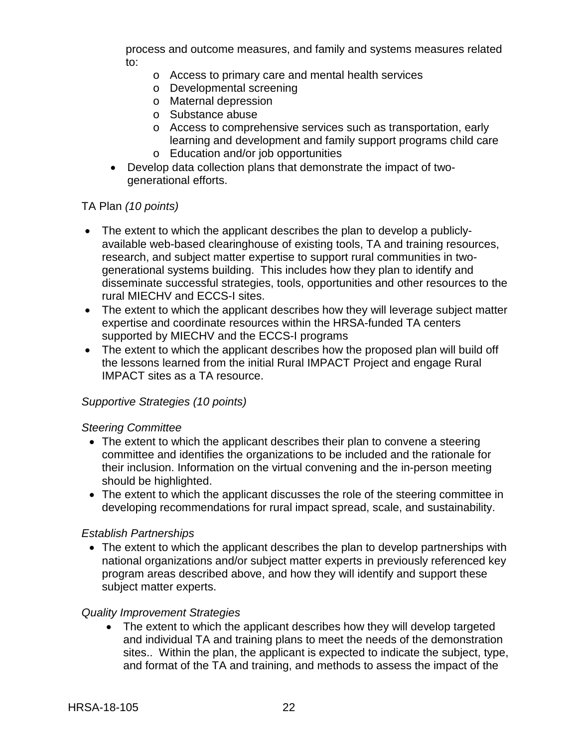process and outcome measures, and family and systems measures related to:

- Access to primary care and mental health services
- Developmental screening
- Maternal depression
- Substance abuse
- Access to comprehensive services such as transportation, early learning and development and family support programs child care
- Education and/or job opportunities

- Develop data collection plans that demonstrate the impact of two-generational efforts.

TA Plan *(10 points)*

- The extent to which the applicant describes the plan to develop a publicly-available web-based clearinghouse of existing tools, TA and training resources, research, and subject matter expertise to support rural communities in two-generational systems building. This includes how they plan to identify and disseminate successful strategies, tools, opportunities and other resources to the rural MIECHV and ECCS-I sites.
- The extent to which the applicant describes how they will leverage subject matter expertise and coordinate resources within the HRSA-funded TA centers supported by MIECHV and the ECCS-I programs
- The extent to which the applicant describes how the proposed plan will build off the lessons learned from the initial Rural IMPACT Project and engage Rural IMPACT sites as a TA resource.

*Supportive Strategies (10 points)*

*Steering Committee*

- The extent to which the applicant describes their plan to convene a steering committee and identifies the organizations to be included and the rationale for their inclusion. Information on the virtual convening and the in-person meeting should be highlighted.
- The extent to which the applicant discusses the role of the steering committee in developing recommendations for rural impact spread, scale, and sustainability.

*Establish Partnerships*

- The extent to which the applicant describes the plan to develop partnerships with national organizations and/or subject matter experts in previously referenced key program areas described above, and how they will identify and support these subject matter experts.

*Quality Improvement Strategies*

- The extent to which the applicant describes how they will develop targeted and individual TA and training plans to meet the needs of the demonstration sites.. Within the plan, the applicant is expected to indicate the subject, type, and format of the TA and training, and methods to assess the impact of the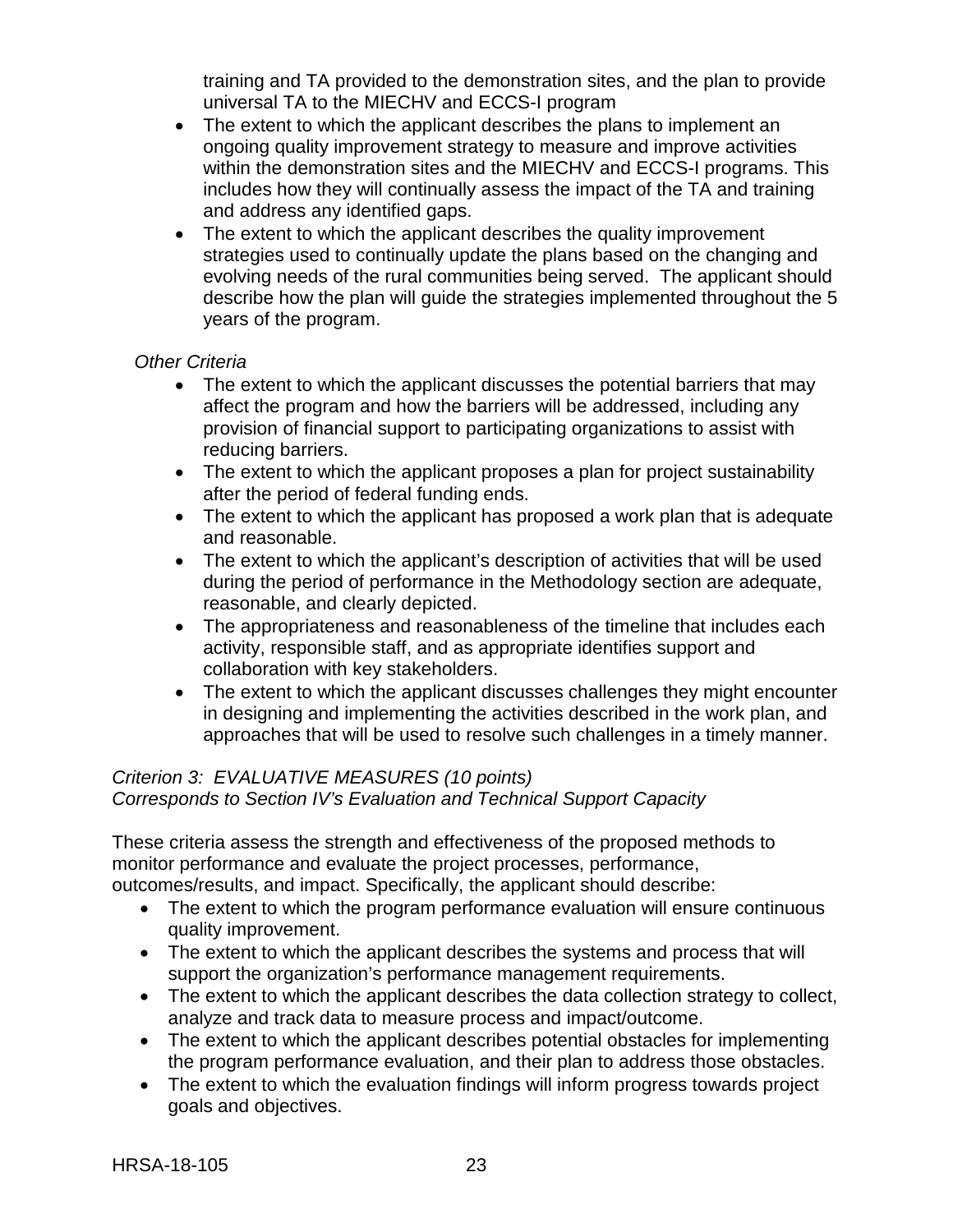training and TA provided to the demonstration sites, and the plan to provide universal TA to the MIECHV and ECCS-I program

- The extent to which the applicant describes the plans to implement an ongoing quality improvement strategy to measure and improve activities within the demonstration sites and the MIECHV and ECCS-I programs. This includes how they will continually assess the impact of the TA and training and address any identified gaps.
- The extent to which the applicant describes the quality improvement strategies used to continually update the plans based on the changing and evolving needs of the rural communities being served. The applicant should describe how the plan will guide the strategies implemented throughout the 5 years of the program.

*Other Criteria*

- The extent to which the applicant discusses the potential barriers that may affect the program and how the barriers will be addressed, including any provision of financial support to participating organizations to assist with reducing barriers.
- The extent to which the applicant proposes a plan for project sustainability after the period of federal funding ends.
- The extent to which the applicant has proposed a work plan that is adequate and reasonable.
- The extent to which the applicant's description of activities that will be used during the period of performance in the Methodology section are adequate, reasonable, and clearly depicted.
- The appropriateness and reasonableness of the timeline that includes each activity, responsible staff, and as appropriate identifies support and collaboration with key stakeholders.
- The extent to which the applicant discusses challenges they might encounter in designing and implementing the activities described in the work plan, and approaches that will be used to resolve such challenges in a timely manner.

*Criterion 3: EVALUATIVE MEASURES (10 points)*
*Corresponds to Section IV's Evaluation and Technical Support Capacity*

These criteria assess the strength and effectiveness of the proposed methods to monitor performance and evaluate the project processes, performance, outcomes/results, and impact. Specifically, the applicant should describe:

- The extent to which the program performance evaluation will ensure continuous quality improvement.
- The extent to which the applicant describes the systems and process that will support the organization's performance management requirements.
- The extent to which the applicant describes the data collection strategy to collect, analyze and track data to measure process and impact/outcome.
- The extent to which the applicant describes potential obstacles for implementing the program performance evaluation, and their plan to address those obstacles.
- The extent to which the evaluation findings will inform progress towards project goals and objectives.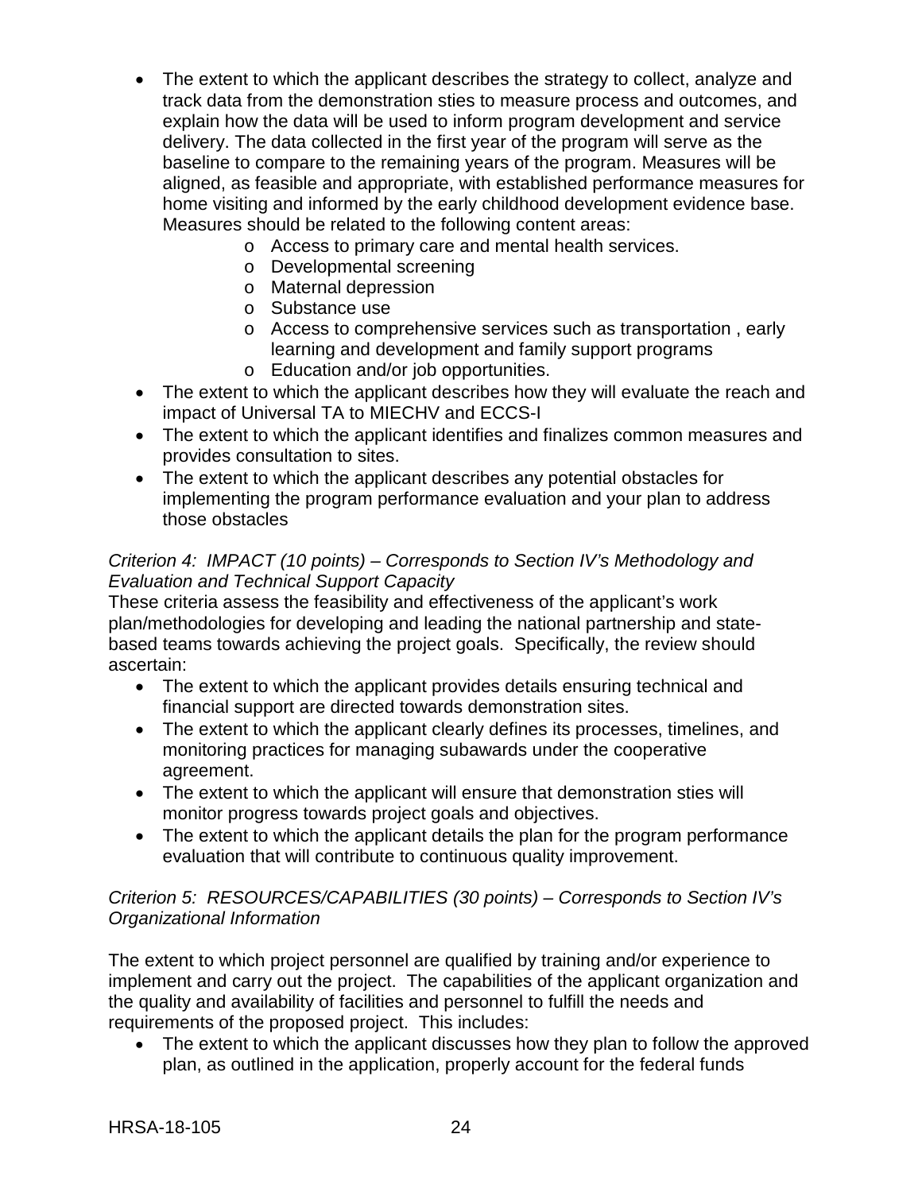- The extent to which the applicant describes the strategy to collect, analyze and track data from the demonstration sties to measure process and outcomes, and explain how the data will be used to inform program development and service delivery. The data collected in the first year of the program will serve as the baseline to compare to the remaining years of the program. Measures will be aligned, as feasible and appropriate, with established performance measures for home visiting and informed by the early childhood development evidence base. Measures should be related to the following content areas:
    - Access to primary care and mental health services.
    - Developmental screening
    - Maternal depression
    - Substance use
    - Access to comprehensive services such as transportation , early learning and development and family support programs
    - Education and/or job opportunities.
- The extent to which the applicant describes how they will evaluate the reach and impact of Universal TA to MIECHV and ECCS-I
- The extent to which the applicant identifies and finalizes common measures and provides consultation to sites.
- The extent to which the applicant describes any potential obstacles for implementing the program performance evaluation and your plan to address those obstacles

*Criterion 4: IMPACT (10 points) – Corresponds to Section IV's Methodology and Evaluation and Technical Support Capacity*

These criteria assess the feasibility and effectiveness of the applicant's work plan/methodologies for developing and leading the national partnership and state-based teams towards achieving the project goals. Specifically, the review should ascertain:

- The extent to which the applicant provides details ensuring technical and financial support are directed towards demonstration sites.
- The extent to which the applicant clearly defines its processes, timelines, and monitoring practices for managing subawards under the cooperative agreement.
- The extent to which the applicant will ensure that demonstration sties will monitor progress towards project goals and objectives.
- The extent to which the applicant details the plan for the program performance evaluation that will contribute to continuous quality improvement.

*Criterion 5: RESOURCES/CAPABILITIES (30 points) – Corresponds to Section IV's Organizational Information*

The extent to which project personnel are qualified by training and/or experience to implement and carry out the project. The capabilities of the applicant organization and the quality and availability of facilities and personnel to fulfill the needs and requirements of the proposed project. This includes:

- The extent to which the applicant discusses how they plan to follow the approved plan, as outlined in the application, properly account for the federal funds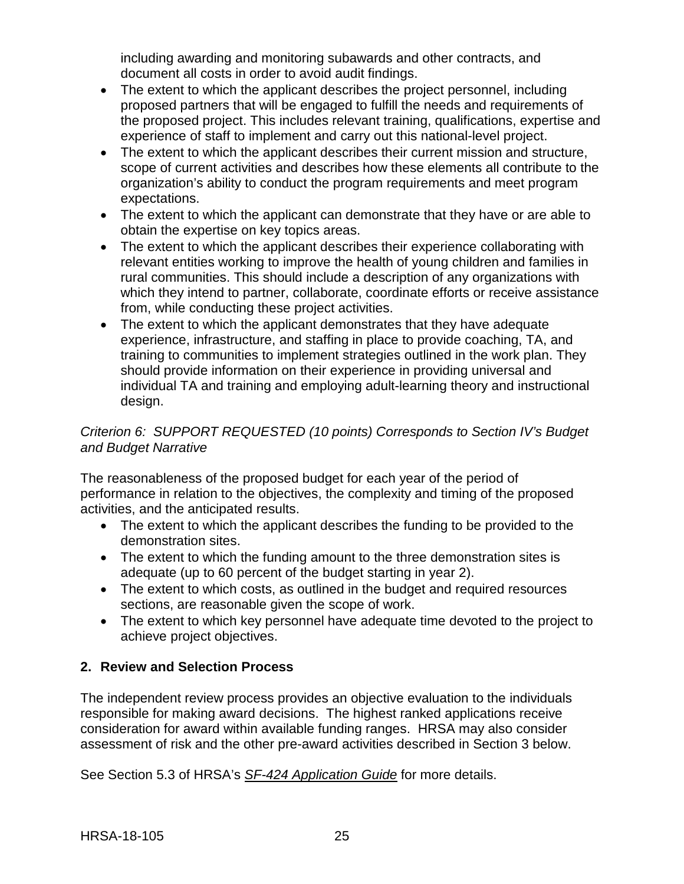including awarding and monitoring subawards and other contracts, and document all costs in order to avoid audit findings.

- The extent to which the applicant describes the project personnel, including proposed partners that will be engaged to fulfill the needs and requirements of the proposed project. This includes relevant training, qualifications, expertise and experience of staff to implement and carry out this national-level project.
- The extent to which the applicant describes their current mission and structure, scope of current activities and describes how these elements all contribute to the organization's ability to conduct the program requirements and meet program expectations.
- The extent to which the applicant can demonstrate that they have or are able to obtain the expertise on key topics areas.
- The extent to which the applicant describes their experience collaborating with relevant entities working to improve the health of young children and families in rural communities. This should include a description of any organizations with which they intend to partner, collaborate, coordinate efforts or receive assistance from, while conducting these project activities.
- The extent to which the applicant demonstrates that they have adequate experience, infrastructure, and staffing in place to provide coaching, TA, and training to communities to implement strategies outlined in the work plan. They should provide information on their experience in providing universal and individual TA and training and employing adult-learning theory and instructional design.

*Criterion 6: SUPPORT REQUESTED (10 points) Corresponds to Section IV's Budget and Budget Narrative*

The reasonableness of the proposed budget for each year of the period of performance in relation to the objectives, the complexity and timing of the proposed activities, and the anticipated results.

- The extent to which the applicant describes the funding to be provided to the demonstration sites.
- The extent to which the funding amount to the three demonstration sites is adequate (up to 60 percent of the budget starting in year 2).
- The extent to which costs, as outlined in the budget and required resources sections, are reasonable given the scope of work.
- The extent to which key personnel have adequate time devoted to the project to achieve project objectives.

## 2. Review and Selection Process

The independent review process provides an objective evaluation to the individuals responsible for making award decisions. The highest ranked applications receive consideration for award within available funding ranges. HRSA may also consider assessment of risk and the other pre-award activities described in Section 3 below.

See Section 5.3 of HRSA's *SF-424 Application Guide* for more details.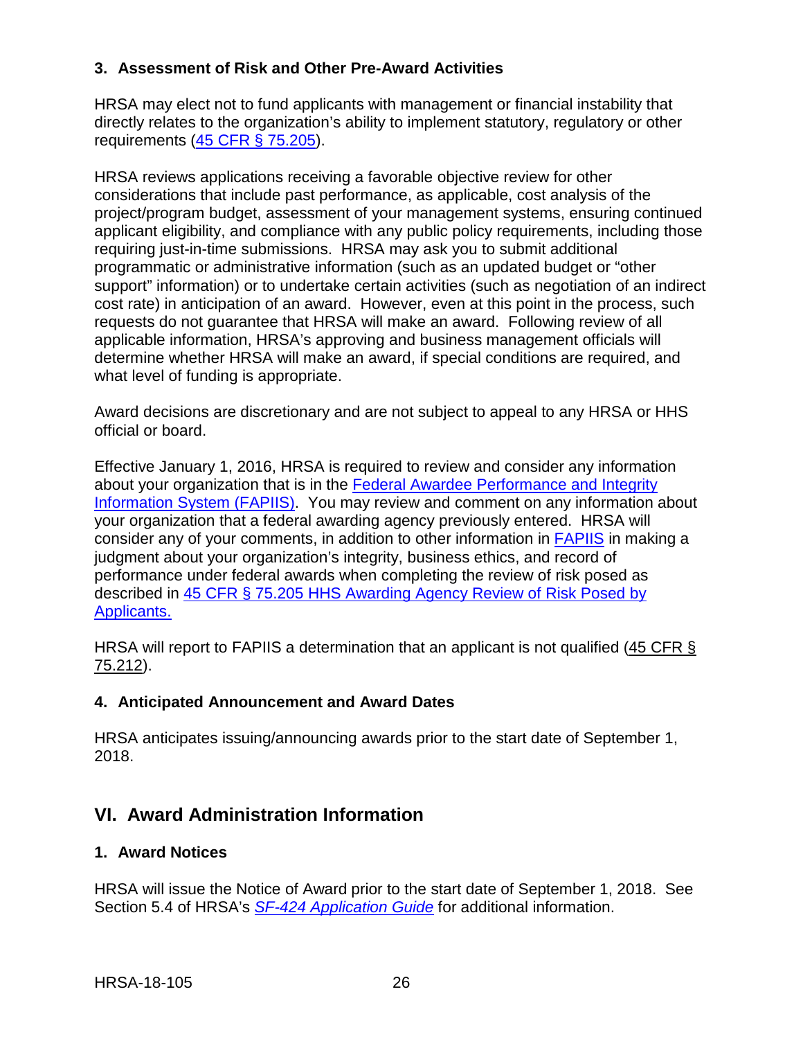### 3. Assessment of Risk and Other Pre-Award Activities

HRSA may elect not to fund applicants with management or financial instability that directly relates to the organization's ability to implement statutory, regulatory or other requirements (45 CFR § 75.205).

HRSA reviews applications receiving a favorable objective review for other considerations that include past performance, as applicable, cost analysis of the project/program budget, assessment of your management systems, ensuring continued applicant eligibility, and compliance with any public policy requirements, including those requiring just-in-time submissions. HRSA may ask you to submit additional programmatic or administrative information (such as an updated budget or "other support" information) or to undertake certain activities (such as negotiation of an indirect cost rate) in anticipation of an award. However, even at this point in the process, such requests do not guarantee that HRSA will make an award. Following review of all applicable information, HRSA's approving and business management officials will determine whether HRSA will make an award, if special conditions are required, and what level of funding is appropriate.

Award decisions are discretionary and are not subject to appeal to any HRSA or HHS official or board.

Effective January 1, 2016, HRSA is required to review and consider any information about your organization that is in the Federal Awardee Performance and Integrity Information System (FAPIIS). You may review and comment on any information about your organization that a federal awarding agency previously entered. HRSA will consider any of your comments, in addition to other information in FAPIIS in making a judgment about your organization's integrity, business ethics, and record of performance under federal awards when completing the review of risk posed as described in 45 CFR § 75.205 HHS Awarding Agency Review of Risk Posed by Applicants.

HRSA will report to FAPIIS a determination that an applicant is not qualified (45 CFR § 75.212).

### 4. Anticipated Announcement and Award Dates

HRSA anticipates issuing/announcing awards prior to the start date of September 1, 2018.

## VI. Award Administration Information

### 1. Award Notices

HRSA will issue the Notice of Award prior to the start date of September 1, 2018. See Section 5.4 of HRSA's *SF-424 Application Guide* for additional information.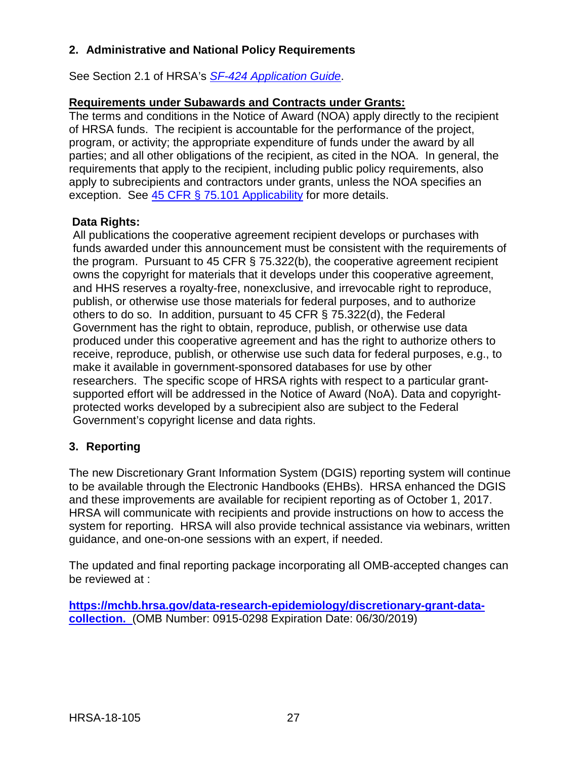### 2. Administrative and National Policy Requirements

See Section 2.1 of HRSA's *SF-424 Application Guide*.

**Requirements under Subawards and Contracts under Grants:**

The terms and conditions in the Notice of Award (NOA) apply directly to the recipient of HRSA funds. The recipient is accountable for the performance of the project, program, or activity; the appropriate expenditure of funds under the award by all parties; and all other obligations of the recipient, as cited in the NOA. In general, the requirements that apply to the recipient, including public policy requirements, also apply to subrecipients and contractors under grants, unless the NOA specifies an exception. See 45 CFR § 75.101 Applicability for more details.

**Data Rights:**

All publications the cooperative agreement recipient develops or purchases with funds awarded under this announcement must be consistent with the requirements of the program. Pursuant to 45 CFR § 75.322(b), the cooperative agreement recipient owns the copyright for materials that it develops under this cooperative agreement, and HHS reserves a royalty-free, nonexclusive, and irrevocable right to reproduce, publish, or otherwise use those materials for federal purposes, and to authorize others to do so. In addition, pursuant to 45 CFR § 75.322(d), the Federal Government has the right to obtain, reproduce, publish, or otherwise use data produced under this cooperative agreement and has the right to authorize others to receive, reproduce, publish, or otherwise use such data for federal purposes, e.g., to make it available in government-sponsored databases for use by other researchers. The specific scope of HRSA rights with respect to a particular grant-supported effort will be addressed in the Notice of Award (NoA). Data and copyright-protected works developed by a subrecipient also are subject to the Federal Government's copyright license and data rights.

### 3. Reporting

The new Discretionary Grant Information System (DGIS) reporting system will continue to be available through the Electronic Handbooks (EHBs). HRSA enhanced the DGIS and these improvements are available for recipient reporting as of October 1, 2017. HRSA will communicate with recipients and provide instructions on how to access the system for reporting. HRSA will also provide technical assistance via webinars, written guidance, and one-on-one sessions with an expert, if needed.

The updated and final reporting package incorporating all OMB-accepted changes can be reviewed at :

**https://mchb.hrsa.gov/data-research-epidemiology/discretionary-grant-data-collection.** (OMB Number: 0915-0298 Expiration Date: 06/30/2019)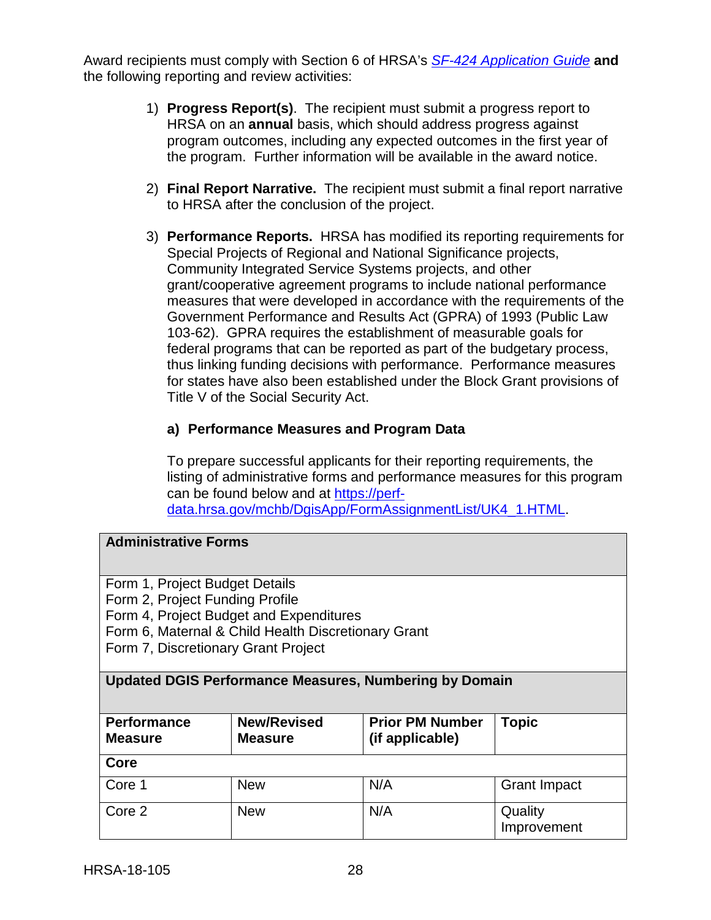Award recipients must comply with Section 6 of HRSA's *SF-424 Application Guide* **and** the following reporting and review activities:

1) **Progress Report(s)**. The recipient must submit a progress report to HRSA on an **annual** basis, which should address progress against program outcomes, including any expected outcomes in the first year of the program. Further information will be available in the award notice.

2) **Final Report Narrative.** The recipient must submit a final report narrative to HRSA after the conclusion of the project.

3) **Performance Reports.** HRSA has modified its reporting requirements for Special Projects of Regional and National Significance projects, Community Integrated Service Systems projects, and other grant/cooperative agreement programs to include national performance measures that were developed in accordance with the requirements of the Government Performance and Results Act (GPRA) of 1993 (Public Law 103-62). GPRA requires the establishment of measurable goals for federal programs that can be reported as part of the budgetary process, thus linking funding decisions with performance. Performance measures for states have also been established under the Block Grant provisions of Title V of the Social Security Act.

**a) Performance Measures and Program Data**

To prepare successful applicants for their reporting requirements, the listing of administrative forms and performance measures for this program can be found below and at https://perf-data.hrsa.gov/mchb/DgisApp/FormAssignmentList/UK4_1.HTML.

| **Administrative Forms** | | | |
|---|---|---|---|
| Form 1, Project Budget Details<br>Form 2, Project Funding Profile<br>Form 4, Project Budget and Expenditures<br>Form 6, Maternal & Child Health Discretionary Grant<br>Form 7, Discretionary Grant Project | | | |
| **Updated DGIS Performance Measures, Numbering by Domain** | | | |
| **Performance Measure** | **New/Revised Measure** | **Prior PM Number (if applicable)** | **Topic** |
| **Core** | | | |
| Core 1 | New | N/A | Grant Impact |
| Core 2 | New | N/A | Quality Improvement |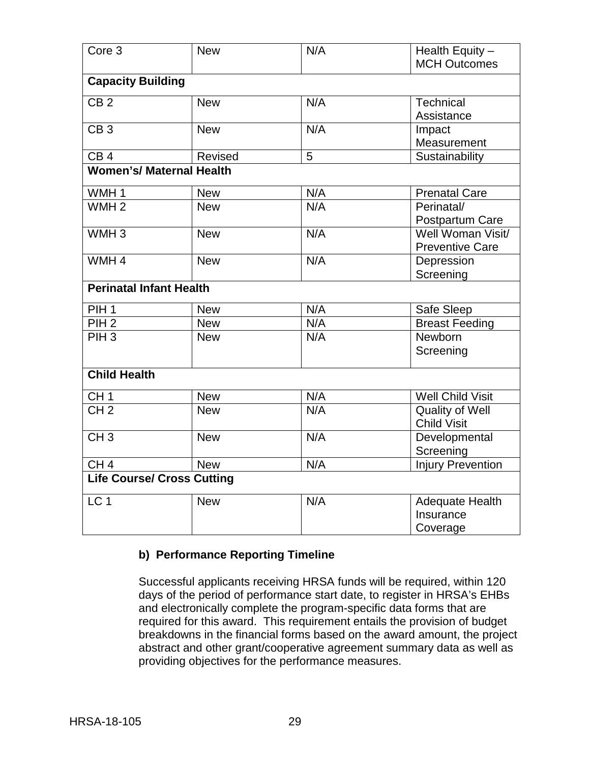| Core 3 | New | N/A | Health Equity – MCH Outcomes |
|---|---|---|---|
| **Capacity Building** | | | |
| CB 2 | New | N/A | Technical Assistance |
| CB 3 | New | N/A | Impact Measurement |
| CB 4 | Revised | 5 | Sustainability |
| **Women's/ Maternal Health** | | | |
| WMH 1 | New | N/A | Prenatal Care |
| WMH 2 | New | N/A | Perinatal/ Postpartum Care |
| WMH 3 | New | N/A | Well Woman Visit/ Preventive Care |
| WMH 4 | New | N/A | Depression Screening |
| **Perinatal Infant Health** | | | |
| PIH 1 | New | N/A | Safe Sleep |
| PIH 2 | New | N/A | Breast Feeding |
| PIH 3 | New | N/A | Newborn Screening |
| **Child Health** | | | |
| CH 1 | New | N/A | Well Child Visit |
| CH 2 | New | N/A | Quality of Well Child Visit |
| CH 3 | New | N/A | Developmental Screening |
| CH 4 | New | N/A | Injury Prevention |
| **Life Course/ Cross Cutting** | | | |
| LC 1 | New | N/A | Adequate Health Insurance Coverage |

**b) Performance Reporting Timeline**

Successful applicants receiving HRSA funds will be required, within 120 days of the period of performance start date, to register in HRSA's EHBs and electronically complete the program-specific data forms that are required for this award. This requirement entails the provision of budget breakdowns in the financial forms based on the award amount, the project abstract and other grant/cooperative agreement summary data as well as providing objectives for the performance measures.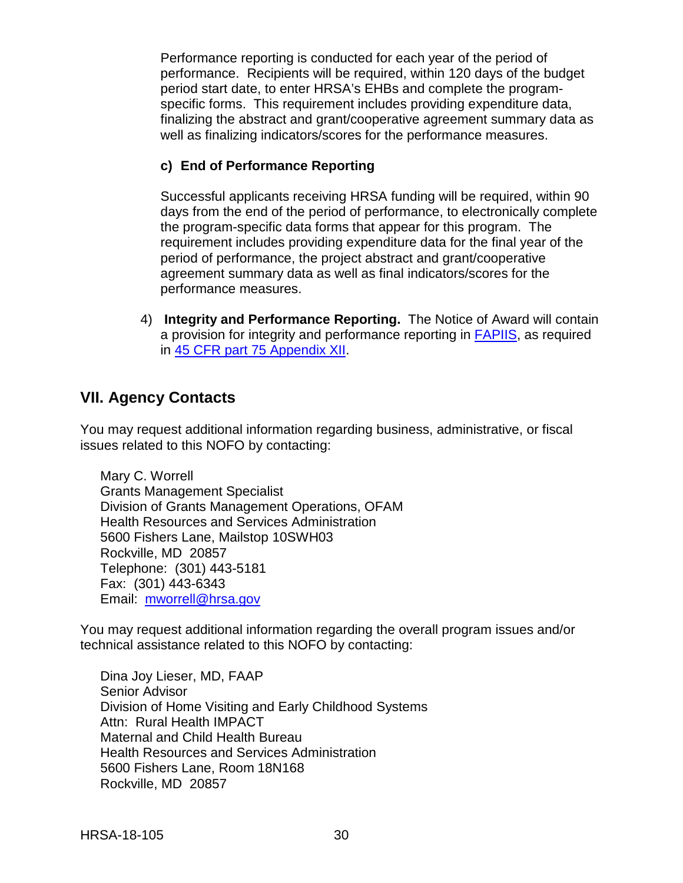Performance reporting is conducted for each year of the period of performance. Recipients will be required, within 120 days of the budget period start date, to enter HRSA's EHBs and complete the program-specific forms. This requirement includes providing expenditure data, finalizing the abstract and grant/cooperative agreement summary data as well as finalizing indicators/scores for the performance measures.

**c) End of Performance Reporting**

Successful applicants receiving HRSA funding will be required, within 90 days from the end of the period of performance, to electronically complete the program-specific data forms that appear for this program. The requirement includes providing expenditure data for the final year of the period of performance, the project abstract and grant/cooperative agreement summary data as well as final indicators/scores for the performance measures.

4) **Integrity and Performance Reporting.** The Notice of Award will contain a provision for integrity and performance reporting in FAPIIS, as required in 45 CFR part 75 Appendix XII.

## VII. Agency Contacts

You may request additional information regarding business, administrative, or fiscal issues related to this NOFO by contacting:

Mary C. Worrell
Grants Management Specialist
Division of Grants Management Operations, OFAM
Health Resources and Services Administration
5600 Fishers Lane, Mailstop 10SWH03
Rockville, MD 20857
Telephone: (301) 443-5181
Fax: (301) 443-6343
Email: mworrell@hrsa.gov

You may request additional information regarding the overall program issues and/or technical assistance related to this NOFO by contacting:

Dina Joy Lieser, MD, FAAP
Senior Advisor
Division of Home Visiting and Early Childhood Systems
Attn: Rural Health IMPACT
Maternal and Child Health Bureau
Health Resources and Services Administration
5600 Fishers Lane, Room 18N168
Rockville, MD 20857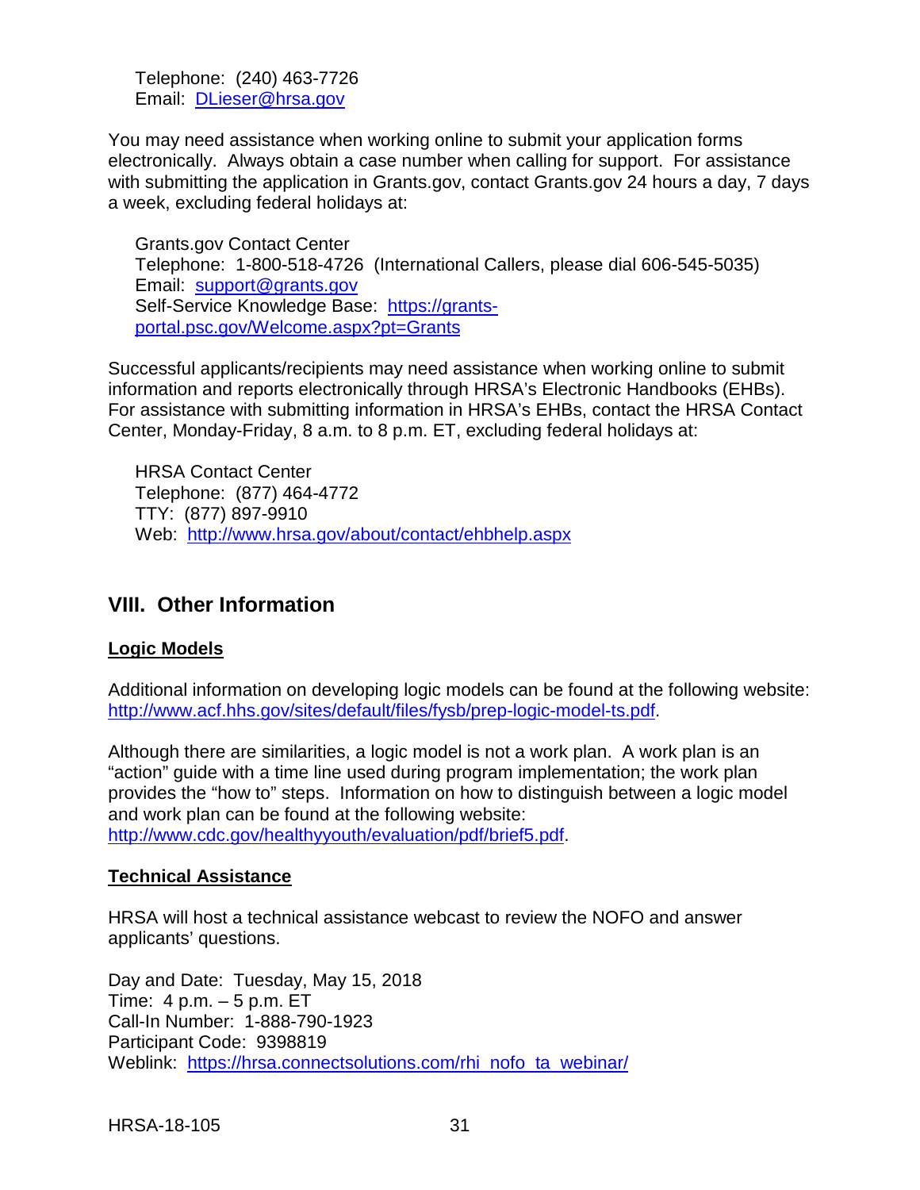Telephone: (240) 463-7726
Email: [DLieser@hrsa.gov](mailto:DLieser@hrsa.gov)

You may need assistance when working online to submit your application forms electronically. Always obtain a case number when calling for support. For assistance with submitting the application in Grants.gov, contact Grants.gov 24 hours a day, 7 days a week, excluding federal holidays at:

Grants.gov Contact Center
Telephone: 1-800-518-4726 (International Callers, please dial 606-545-5035)
Email: [support@grants.gov](mailto:support@grants.gov)
Self-Service Knowledge Base: [https://grants-portal.psc.gov/Welcome.aspx?pt=Grants](https://grants-portal.psc.gov/Welcome.aspx?pt=Grants)

Successful applicants/recipients may need assistance when working online to submit information and reports electronically through HRSA's Electronic Handbooks (EHBs). For assistance with submitting information in HRSA's EHBs, contact the HRSA Contact Center, Monday-Friday, 8 a.m. to 8 p.m. ET, excluding federal holidays at:

HRSA Contact Center
Telephone: (877) 464-4772
TTY: (877) 897-9910
Web: [http://www.hrsa.gov/about/contact/ehbhelp.aspx](http://www.hrsa.gov/about/contact/ehbhelp.aspx)

## VIII. Other Information

**Logic Models**

Additional information on developing logic models can be found at the following website: [http://www.acf.hhs.gov/sites/default/files/fysb/prep-logic-model-ts.pdf](http://www.acf.hhs.gov/sites/default/files/fysb/prep-logic-model-ts.pdf).

Although there are similarities, a logic model is not a work plan. A work plan is an "action" guide with a time line used during program implementation; the work plan provides the "how to" steps. Information on how to distinguish between a logic model and work plan can be found at the following website: [http://www.cdc.gov/healthyyouth/evaluation/pdf/brief5.pdf](http://www.cdc.gov/healthyyouth/evaluation/pdf/brief5.pdf).

**Technical Assistance**

HRSA will host a technical assistance webcast to review the NOFO and answer applicants' questions.

Day and Date: Tuesday, May 15, 2018
Time: 4 p.m. – 5 p.m. ET
Call-In Number: 1-888-790-1923
Participant Code: 9398819
Weblink: [https://hrsa.connectsolutions.com/rhi_nofo_ta_webinar/](https://hrsa.connectsolutions.com/rhi_nofo_ta_webinar/)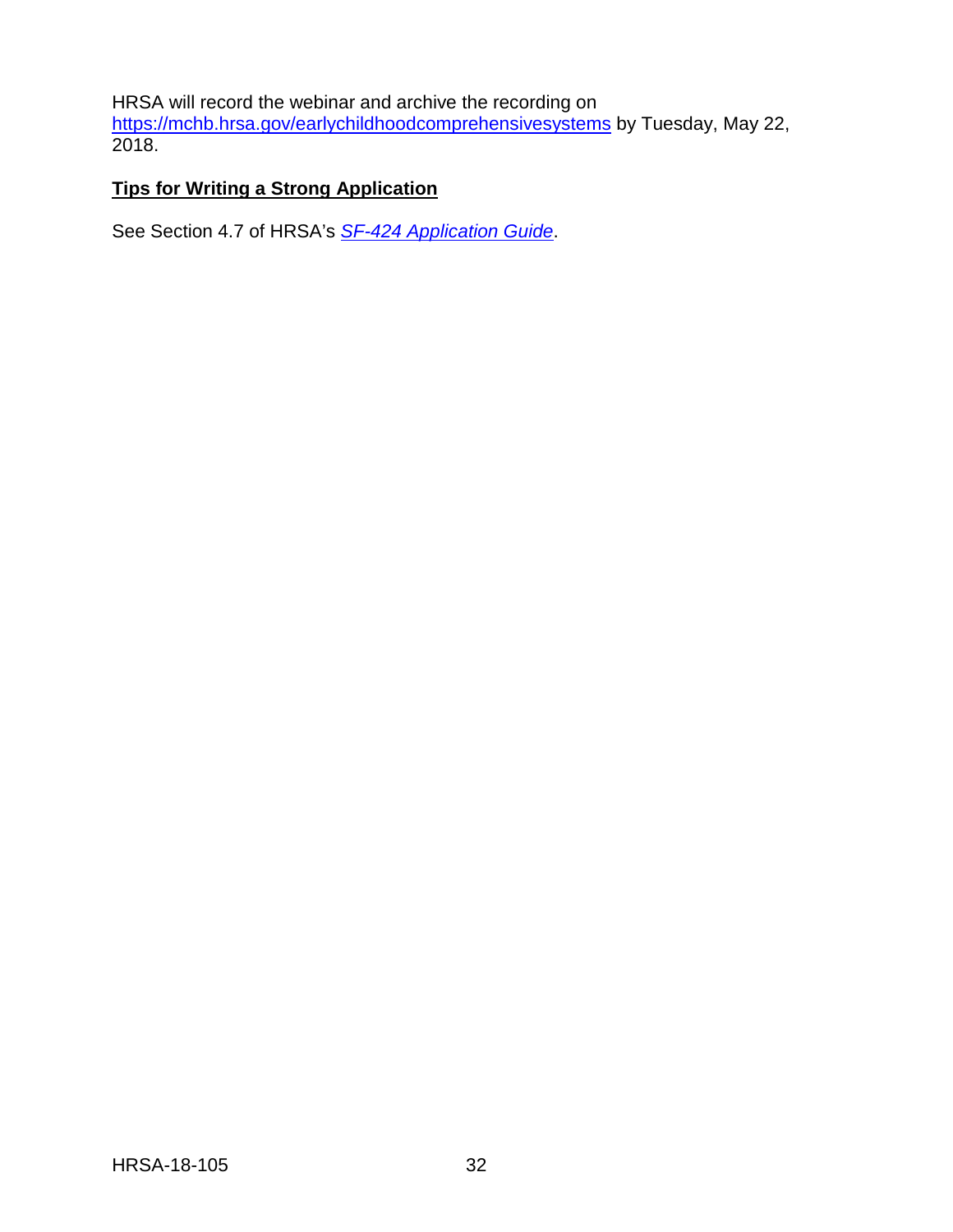HRSA will record the webinar and archive the recording on https://mchb.hrsa.gov/earlychildhoodcomprehensivesystems by Tuesday, May 22, 2018.

## **Tips for Writing a Strong Application**

See Section 4.7 of HRSA's *SF-424 Application Guide*.